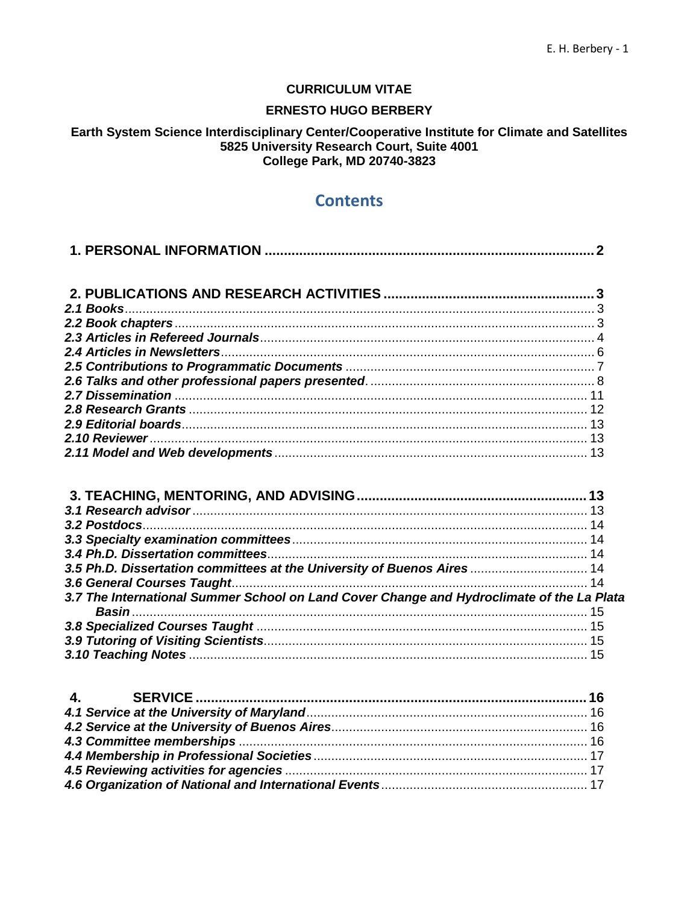**CURRICULUM VITAE**

**ERNESTO HUGO BERBERY**

**Earth System Science Interdisciplinary Center/Cooperative Institute for Climate and Satellites**
**5825 University Research Court, Suite 4001**
**College Park, MD 20740-3823**

# Contents

**1. PERSONAL INFORMATION** ..... 2

**2. PUBLICATIONS AND RESEARCH ACTIVITIES** ..... 3
***2.1 Books*** ..... 3
***2.2 Book chapters*** ..... 3
***2.3 Articles in Refereed Journals*** ..... 4
***2.4 Articles in Newsletters*** ..... 6
***2.5 Contributions to Programmatic Documents*** ..... 7
***2.6 Talks and other professional papers presented*** ..... 8
***2.7 Dissemination*** ..... 11
***2.8 Research Grants*** ..... 12
***2.9 Editorial boards*** ..... 13
***2.10 Reviewer*** ..... 13
***2.11 Model and Web developments*** ..... 13

**3. TEACHING, MENTORING, AND ADVISING** ..... 13
***3.1 Research advisor*** ..... 13
***3.2 Postdocs*** ..... 14
***3.3 Specialty examination committees*** ..... 14
***3.4 Ph.D. Dissertation committees*** ..... 14
***3.5 Ph.D. Dissertation committees at the University of Buenos Aires*** ..... 14
***3.6 General Courses Taught*** ..... 14
***3.7 The International Summer School on Land Cover Change and Hydroclimate of the La Plata Basin*** ..... 15
***3.8 Specialized Courses Taught*** ..... 15
***3.9 Tutoring of Visiting Scientists*** ..... 15
***3.10 Teaching Notes*** ..... 15

**4. SERVICE** ..... 16
***4.1 Service at the University of Maryland*** ..... 16
***4.2 Service at the University of Buenos Aires*** ..... 16
***4.3 Committee memberships*** ..... 16
***4.4 Membership in Professional Societies*** ..... 17
***4.5 Reviewing activities for agencies*** ..... 17
***4.6 Organization of National and International Events*** ..... 17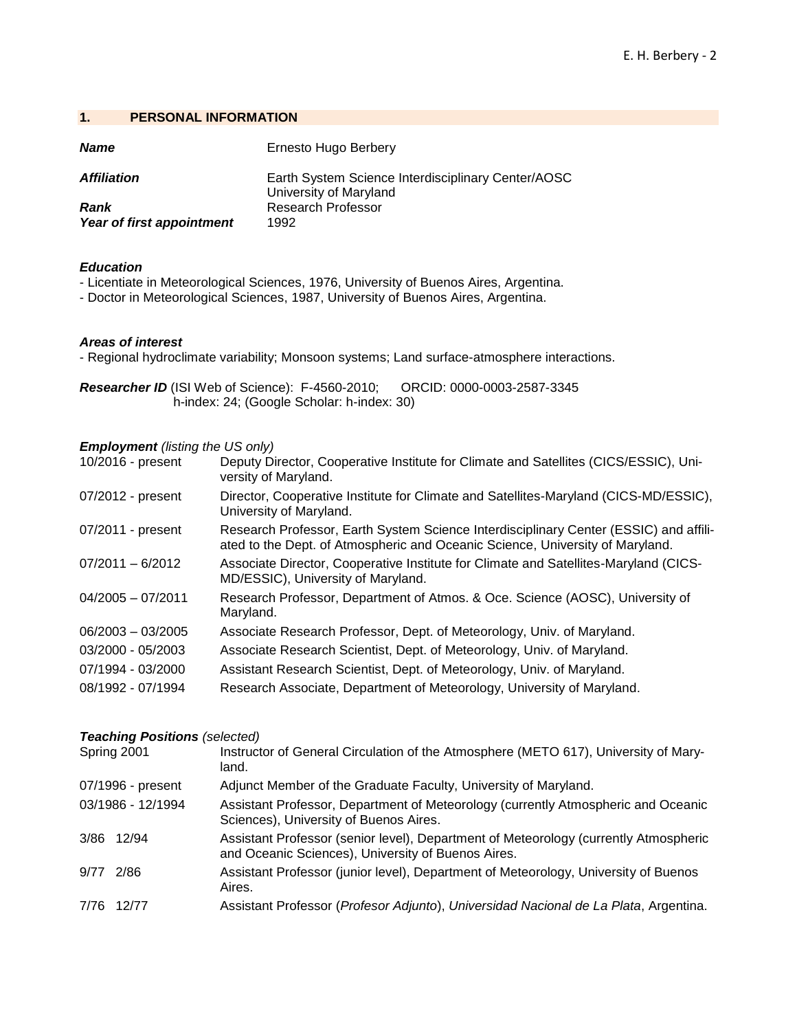## 1. PERSONAL INFORMATION

| | |
|---|---|
| ***Name*** | Ernesto Hugo Berbery |
| ***Affiliation*** | Earth System Science Interdisciplinary Center/AOSC University of Maryland |
| ***Rank*** | Research Professor |
| ***Year of first appointment*** | 1992 |

***Education***

- Licentiate in Meteorological Sciences, 1976, University of Buenos Aires, Argentina.
- Doctor in Meteorological Sciences, 1987, University of Buenos Aires, Argentina.

***Areas of interest***

- Regional hydroclimate variability; Monsoon systems; Land surface-atmosphere interactions.

***Researcher ID*** (ISI Web of Science): F-4560-2010; ORCID: 0000-0003-2587-3345
h-index: 24; (Google Scholar: h-index: 30)

***Employment*** *(listing the US only)*

| | |
|---|---|
| 10/2016 - present | Deputy Director, Cooperative Institute for Climate and Satellites (CICS/ESSIC), University of Maryland. |
| 07/2012 - present | Director, Cooperative Institute for Climate and Satellites-Maryland (CICS-MD/ESSIC), University of Maryland. |
| 07/2011 - present | Research Professor, Earth System Science Interdisciplinary Center (ESSIC) and affiliated to the Dept. of Atmospheric and Oceanic Science, University of Maryland. |
| 07/2011 – 6/2012 | Associate Director, Cooperative Institute for Climate and Satellites-Maryland (CICS-MD/ESSIC), University of Maryland. |
| 04/2005 – 07/2011 | Research Professor, Department of Atmos. & Oce. Science (AOSC), University of Maryland. |
| 06/2003 – 03/2005 | Associate Research Professor, Dept. of Meteorology, Univ. of Maryland. |
| 03/2000 - 05/2003 | Associate Research Scientist, Dept. of Meteorology, Univ. of Maryland. |
| 07/1994 - 03/2000 | Assistant Research Scientist, Dept. of Meteorology, Univ. of Maryland. |
| 08/1992 - 07/1994 | Research Associate, Department of Meteorology, University of Maryland. |

***Teaching Positions*** *(selected)*

| | |
|---|---|
| Spring 2001 | Instructor of General Circulation of the Atmosphere (METO 617), University of Maryland. |
| 07/1996 - present | Adjunct Member of the Graduate Faculty, University of Maryland. |
| 03/1986 - 12/1994 | Assistant Professor, Department of Meteorology (currently Atmospheric and Oceanic Sciences), University of Buenos Aires. |
| 3/86 12/94 | Assistant Professor (senior level), Department of Meteorology (currently Atmospheric and Oceanic Sciences), University of Buenos Aires. |
| 9/77 2/86 | Assistant Professor (junior level), Department of Meteorology, University of Buenos Aires. |
| 7/76 12/77 | Assistant Professor (*Profesor Adjunto*), *Universidad Nacional de La Plata*, Argentina. |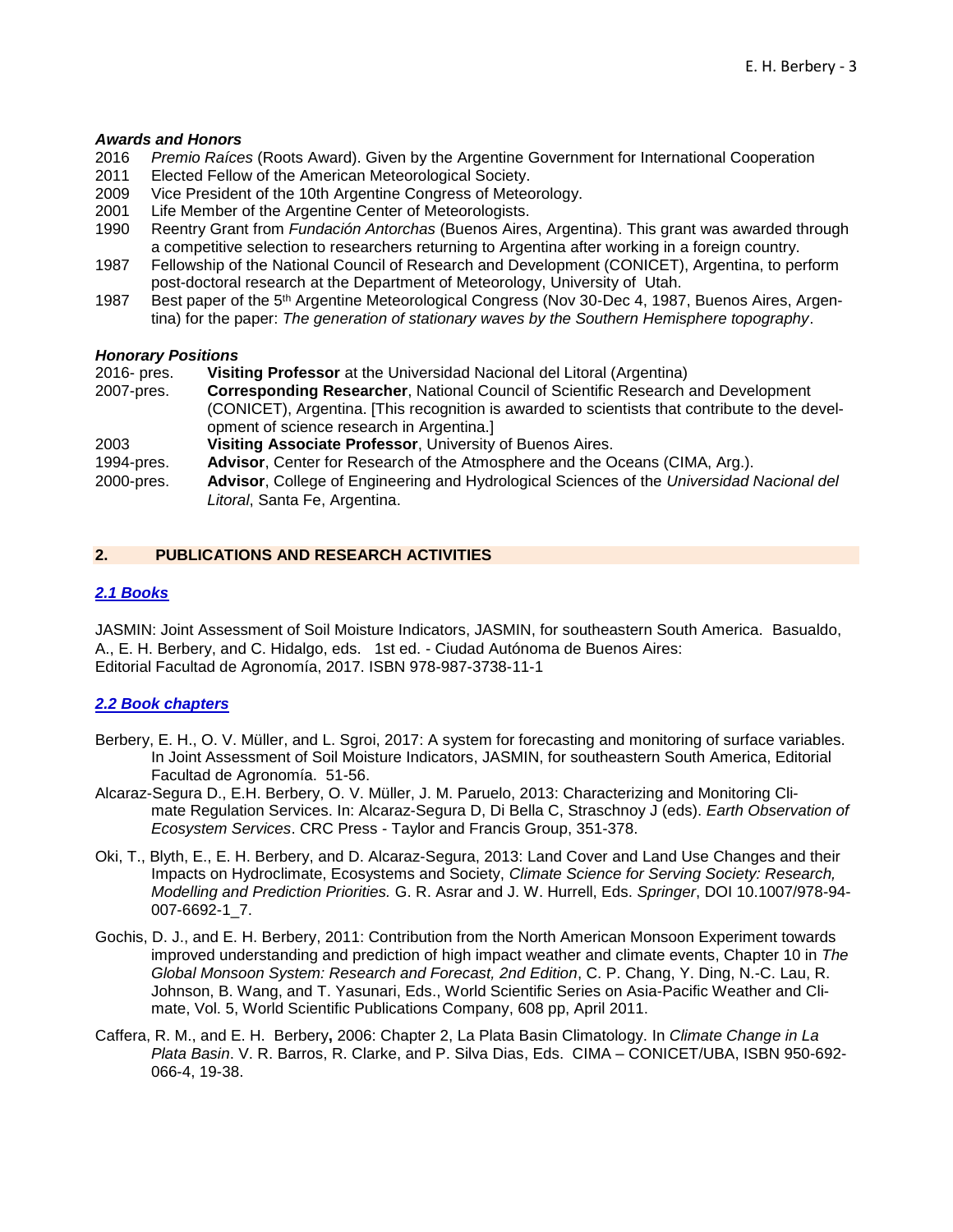### *Awards and Honors*

2016 *Premio Raíces* (Roots Award). Given by the Argentine Government for International Cooperation

2011 Elected Fellow of the American Meteorological Society.

2009 Vice President of the 10th Argentine Congress of Meteorology.

2001 Life Member of the Argentine Center of Meteorologists.

1990 Reentry Grant from *Fundación Antorchas* (Buenos Aires, Argentina). This grant was awarded through a competitive selection to researchers returning to Argentina after working in a foreign country.

1987 Fellowship of the National Council of Research and Development (CONICET), Argentina, to perform post-doctoral research at the Department of Meteorology, University of Utah.

1987 Best paper of the 5th Argentine Meteorological Congress (Nov 30-Dec 4, 1987, Buenos Aires, Argentina) for the paper: *The generation of stationary waves by the Southern Hemisphere topography*.

### *Honorary Positions*

2016- pres. **Visiting Professor** at the Universidad Nacional del Litoral (Argentina)

2007-pres. **Corresponding Researcher**, National Council of Scientific Research and Development (CONICET), Argentina. [This recognition is awarded to scientists that contribute to the development of science research in Argentina.]

2003 **Visiting Associate Professor**, University of Buenos Aires.

1994-pres. **Advisor**, Center for Research of the Atmosphere and the Oceans (CIMA, Arg.).

2000-pres. **Advisor**, College of Engineering and Hydrological Sciences of the *Universidad Nacional del Litoral*, Santa Fe, Argentina.

## 2. PUBLICATIONS AND RESEARCH ACTIVITIES

### *2.1 Books*

JASMIN: Joint Assessment of Soil Moisture Indicators, JASMIN, for southeastern South America. Basualdo, A., E. H. Berbery, and C. Hidalgo, eds. 1st ed. - Ciudad Autónoma de Buenos Aires: Editorial Facultad de Agronomía, 2017. ISBN 978-987-3738-11-1

### *2.2 Book chapters*

Berbery, E. H., O. V. Müller, and L. Sgroi, 2017: A system for forecasting and monitoring of surface variables. In Joint Assessment of Soil Moisture Indicators, JASMIN, for southeastern South America, Editorial Facultad de Agronomía. 51-56.

Alcaraz-Segura D., E.H. Berbery, O. V. Müller, J. M. Paruelo, 2013: Characterizing and Monitoring Climate Regulation Services. In: Alcaraz-Segura D, Di Bella C, Straschnoy J (eds). *Earth Observation of Ecosystem Services*. CRC Press - Taylor and Francis Group, 351-378.

Oki, T., Blyth, E., E. H. Berbery, and D. Alcaraz-Segura, 2013: Land Cover and Land Use Changes and their Impacts on Hydroclimate, Ecosystems and Society, *Climate Science for Serving Society: Research, Modelling and Prediction Priorities.* G. R. Asrar and J. W. Hurrell, Eds. *Springer*, DOI 10.1007/978-94-007-6692-1_7.

Gochis, D. J., and E. H. Berbery, 2011: Contribution from the North American Monsoon Experiment towards improved understanding and prediction of high impact weather and climate events, Chapter 10 in *The Global Monsoon System: Research and Forecast, 2nd Edition*, C. P. Chang, Y. Ding, N.-C. Lau, R. Johnson, B. Wang, and T. Yasunari, Eds., World Scientific Series on Asia-Pacific Weather and Climate, Vol. 5, World Scientific Publications Company, 608 pp, April 2011.

Caffera, R. M., and E. H. Berbery**,** 2006: Chapter 2, La Plata Basin Climatology. In *Climate Change in La Plata Basin*. V. R. Barros, R. Clarke, and P. Silva Dias, Eds. CIMA – CONICET/UBA, ISBN 950-692-066-4, 19-38.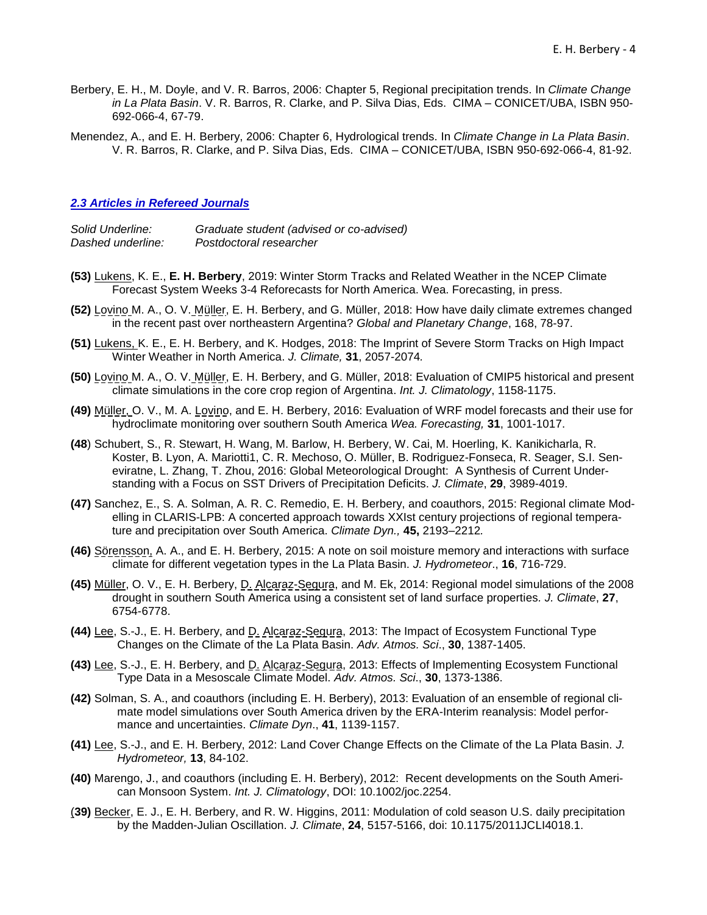Berbery, E. H., M. Doyle, and V. R. Barros, 2006: Chapter 5, Regional precipitation trends. In *Climate Change in La Plata Basin*. V. R. Barros, R. Clarke, and P. Silva Dias, Eds. CIMA – CONICET/UBA, ISBN 950-692-066-4, 67-79.

Menendez, A., and E. H. Berbery, 2006: Chapter 6, Hydrological trends. In *Climate Change in La Plata Basin*. V. R. Barros, R. Clarke, and P. Silva Dias, Eds. CIMA – CONICET/UBA, ISBN 950-692-066-4, 81-92.

### *2.3 Articles in Refereed Journals*

*Solid Underline:* *Graduate student (advised or co-advised)*
*Dashed underline:* *Postdoctoral researcher*

**(53)** Lukens, K. E., **E. H. Berbery**, 2019: Winter Storm Tracks and Related Weather in the NCEP Climate Forecast System Weeks 3-4 Reforecasts for North America. Wea. Forecasting, in press.

**(52)** Lovino M. A., O. V. Müller, E. H. Berbery, and G. Müller, 2018: How have daily climate extremes changed in the recent past over northeastern Argentina? *Global and Planetary Change*, 168, 78-97.

**(51)** Lukens, K. E., E. H. Berbery, and K. Hodges, 2018: The Imprint of Severe Storm Tracks on High Impact Winter Weather in North America. *J. Climate,* **31**, 2057-2074*.*

**(50)** Lovino M. A., O. V. Müller, E. H. Berbery, and G. Müller, 2018: Evaluation of CMIP5 historical and present climate simulations in the core crop region of Argentina. *Int. J. Climatology*, 1158-1175.

**(49)** Müller, O. V., M. A. Lovino, and E. H. Berbery, 2016: Evaluation of WRF model forecasts and their use for hydroclimate monitoring over southern South America *Wea. Forecasting,* **31**, 1001-1017.

**(48**) Schubert, S., R. Stewart, H. Wang, M. Barlow, H. Berbery, W. Cai, M. Hoerling, K. Kanikicharla, R. Koster, B. Lyon, A. Mariotti1, C. R. Mechoso, O. Müller, B. Rodriguez-Fonseca, R. Seager, S.I. Seneviratne, L. Zhang, T. Zhou, 2016: Global Meteorological Drought: A Synthesis of Current Understanding with a Focus on SST Drivers of Precipitation Deficits. *J. Climate*, **29**, 3989-4019.

**(47)** Sanchez, E., S. A. Solman, A. R. C. Remedio, E. H. Berbery, and coauthors, 2015: Regional climate Modelling in CLARIS-LPB: A concerted approach towards XXIst century projections of regional temperature and precipitation over South America. *Climate Dyn.,* **45,** 2193–2212*.*

**(46)** Sörensson, A. A., and E. H. Berbery, 2015: A note on soil moisture memory and interactions with surface climate for different vegetation types in the La Plata Basin. *J. Hydrometeor*., **16**, 716-729.

**(45)** Müller, O. V., E. H. Berbery, D. Alcaraz-Segura, and M. Ek, 2014: Regional model simulations of the 2008 drought in southern South America using a consistent set of land surface properties*. J. Climate*, **27**, 6754-6778.

**(44)** Lee, S.-J., E. H. Berbery, and D. Alcaraz-Segura, 2013: The Impact of Ecosystem Functional Type Changes on the Climate of the La Plata Basin. *Adv. Atmos. Sci*., **30**, 1387-1405.

**(43)** Lee, S.-J., E. H. Berbery, and D. Alcaraz-Segura, 2013: Effects of Implementing Ecosystem Functional Type Data in a Mesoscale Climate Model. *Adv. Atmos. Sci*., **30**, 1373-1386.

**(42)** Solman, S. A., and coauthors (including E. H. Berbery), 2013: Evaluation of an ensemble of regional climate model simulations over South America driven by the ERA-Interim reanalysis: Model performance and uncertainties. *Climate Dyn*., **41**, 1139-1157.

**(41)** Lee, S.-J., and E. H. Berbery, 2012: Land Cover Change Effects on the Climate of the La Plata Basin. *J. Hydrometeor,* **13**, 84-102.

**(40)** Marengo, J., and coauthors (including E. H. Berbery), 2012: Recent developments on the South American Monsoon System. *Int. J. Climatology*, DOI: 10.1002/joc.2254.

(**39)** Becker, E. J., E. H. Berbery, and R. W. Higgins, 2011: Modulation of cold season U.S. daily precipitation by the Madden-Julian Oscillation. *J. Climate*, **24**, 5157-5166, doi: 10.1175/2011JCLI4018.1.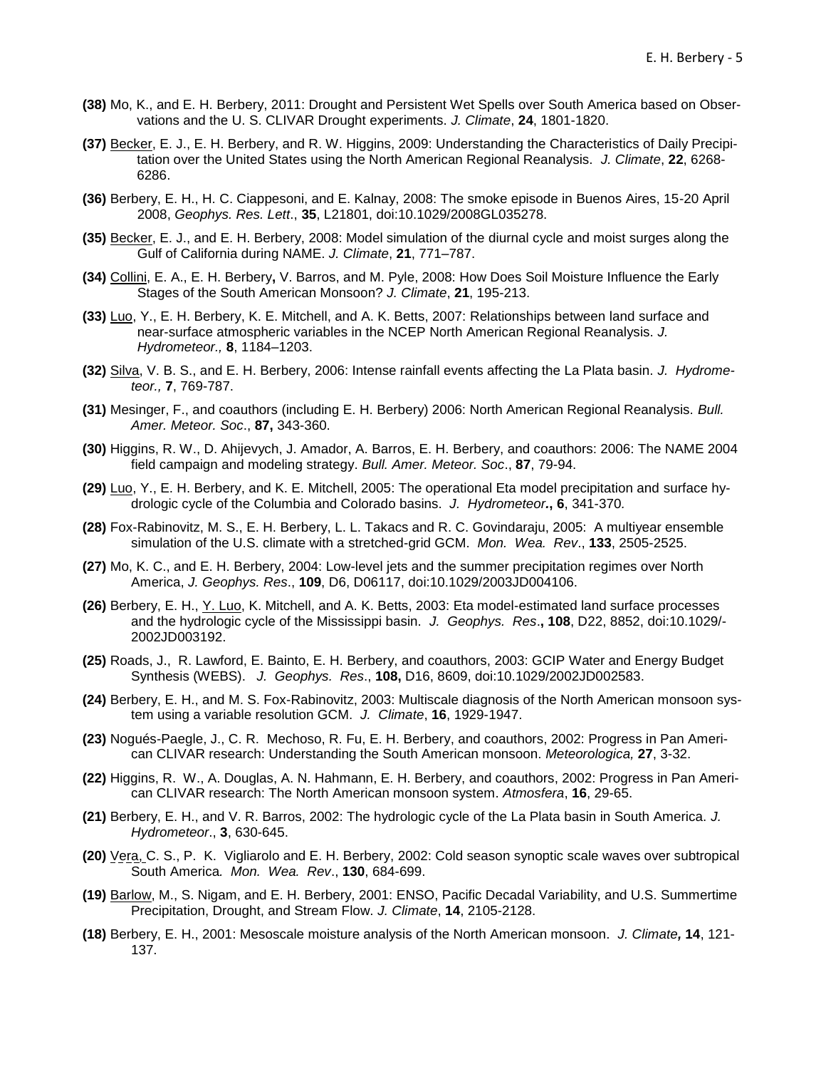**(38)** Mo, K., and E. H. Berbery, 2011: Drought and Persistent Wet Spells over South America based on Observations and the U. S. CLIVAR Drought experiments. *J. Climate*, **24**, 1801-1820.

**(37)** Becker, E. J., E. H. Berbery, and R. W. Higgins, 2009: Understanding the Characteristics of Daily Precipitation over the United States using the North American Regional Reanalysis. *J. Climate*, **22**, 6268-6286.

**(36)** Berbery, E. H., H. C. Ciappesoni, and E. Kalnay, 2008: The smoke episode in Buenos Aires, 15-20 April 2008, *Geophys. Res. Lett*., **35**, L21801, doi:10.1029/2008GL035278.

**(35)** Becker, E. J., and E. H. Berbery, 2008: Model simulation of the diurnal cycle and moist surges along the Gulf of California during NAME. *J. Climate*, **21**, 771–787.

**(34)** Collini, E. A., E. H. Berbery**,** V. Barros, and M. Pyle, 2008: How Does Soil Moisture Influence the Early Stages of the South American Monsoon? *J. Climate*, **21**, 195-213.

**(33)** Luo, Y., E. H. Berbery, K. E. Mitchell, and A. K. Betts, 2007: Relationships between land surface and near-surface atmospheric variables in the NCEP North American Regional Reanalysis. *J. Hydrometeor.,* **8**, 1184–1203.

**(32)** Silva, V. B. S., and E. H. Berbery, 2006: Intense rainfall events affecting the La Plata basin. *J. Hydrometeor.,* **7**, 769-787.

**(31)** Mesinger, F., and coauthors (including E. H. Berbery) 2006: North American Regional Reanalysis. *Bull. Amer. Meteor. Soc*., **87,** 343-360.

**(30)** Higgins, R. W., D. Ahijevych, J. Amador, A. Barros, E. H. Berbery, and coauthors: 2006: The NAME 2004 field campaign and modeling strategy. *Bull. Amer. Meteor. Soc*., **87**, 79-94.

**(29)** Luo, Y., E. H. Berbery, and K. E. Mitchell, 2005: The operational Eta model precipitation and surface hydrologic cycle of the Columbia and Colorado basins. *J. Hydrometeor***., 6**, 341-370*.*

**(28)** Fox-Rabinovitz, M. S., E. H. Berbery, L. L. Takacs and R. C. Govindaraju, 2005: A multiyear ensemble simulation of the U.S. climate with a stretched-grid GCM. *Mon. Wea. Rev*., **133**, 2505-2525.

**(27)** Mo, K. C., and E. H. Berbery, 2004: Low-level jets and the summer precipitation regimes over North America, *J. Geophys. Res*., **109**, D6, D06117, doi:10.1029/2003JD004106.

**(26)** Berbery, E. H., Y. Luo, K. Mitchell, and A. K. Betts, 2003: Eta model-estimated land surface processes and the hydrologic cycle of the Mississippi basin. *J. Geophys. Res*.**, 108**, D22, 8852, doi:10.1029/-2002JD003192.

**(25)** Roads, J., R. Lawford, E. Bainto, E. H. Berbery, and coauthors, 2003: GCIP Water and Energy Budget Synthesis (WEBS). *J. Geophys. Res*., **108,** D16, 8609, doi:10.1029/2002JD002583.

**(24)** Berbery, E. H., and M. S. Fox-Rabinovitz, 2003: Multiscale diagnosis of the North American monsoon system using a variable resolution GCM. *J. Climate*, **16**, 1929-1947.

**(23)** Nogués-Paegle, J., C. R. Mechoso, R. Fu, E. H. Berbery, and coauthors, 2002: Progress in Pan American CLIVAR research: Understanding the South American monsoon. *Meteorologica,* **27**, 3-32.

**(22)** Higgins, R. W., A. Douglas, A. N. Hahmann, E. H. Berbery, and coauthors, 2002: Progress in Pan American CLIVAR research: The North American monsoon system. *Atmosfera*, **16**, 29-65.

**(21)** Berbery, E. H., and V. R. Barros, 2002: The hydrologic cycle of the La Plata basin in South America. *J. Hydrometeor*., **3**, 630-645.

**(20)** Vera, C. S., P. K. Vigliarolo and E. H. Berbery, 2002: Cold season synoptic scale waves over subtropical South America*. Mon. Wea. Rev*., **130**, 684-699.

**(19)** Barlow, M., S. Nigam, and E. H. Berbery, 2001: ENSO, Pacific Decadal Variability, and U.S. Summertime Precipitation, Drought, and Stream Flow. *J. Climate*, **14**, 2105-2128.

**(18)** Berbery, E. H., 2001: Mesoscale moisture analysis of the North American monsoon. *J. Climate***,** **14**, 121-137.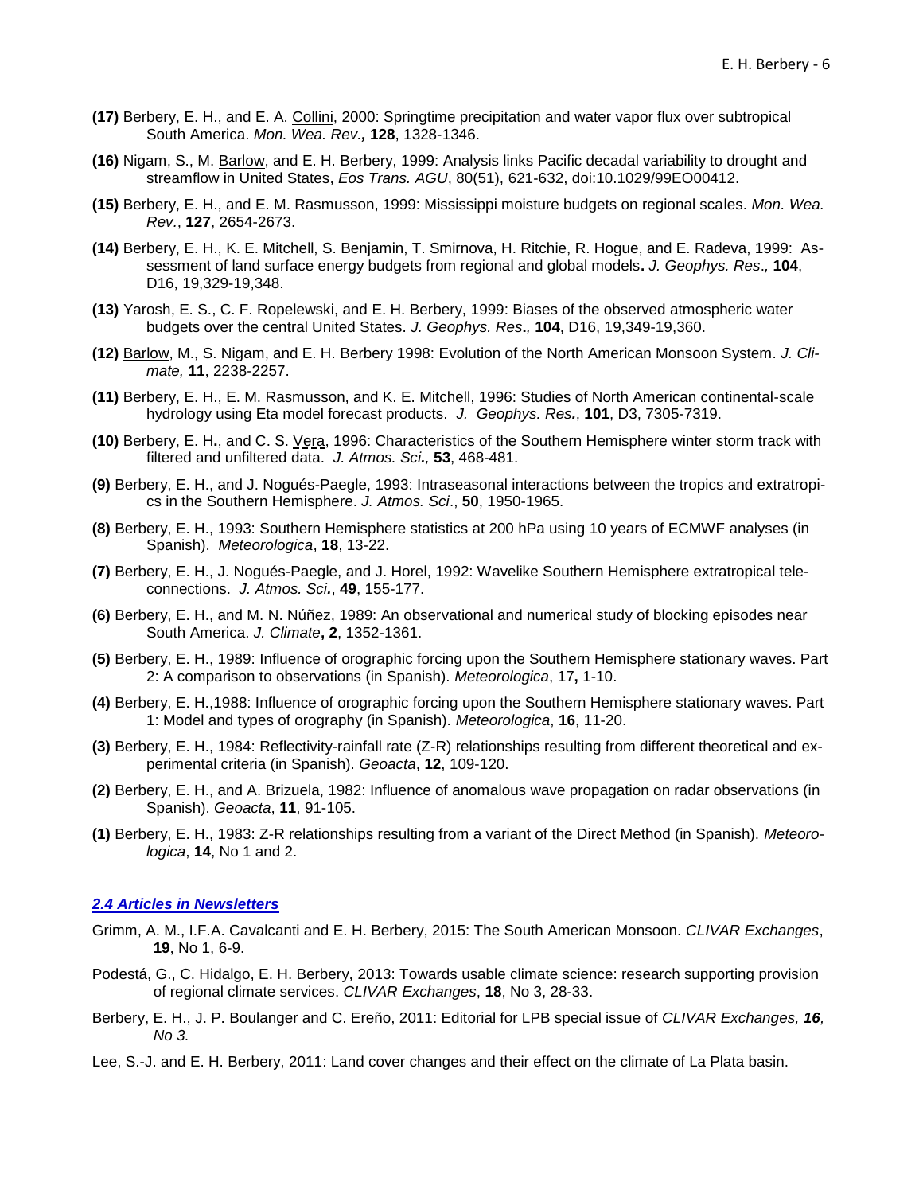**(17)** Berbery, E. H., and E. A. Collini, 2000: Springtime precipitation and water vapor flux over subtropical South America. *Mon. Wea. Rev.,* **128**, 1328-1346.

**(16)** Nigam, S., M. Barlow, and E. H. Berbery, 1999: Analysis links Pacific decadal variability to drought and streamflow in United States, *Eos Trans. AGU*, 80(51), 621-632, doi:10.1029/99EO00412.

**(15)** Berbery, E. H., and E. M. Rasmusson, 1999: Mississippi moisture budgets on regional scales. *Mon. Wea. Rev.*, **127**, 2654-2673.

**(14)** Berbery, E. H., K. E. Mitchell, S. Benjamin, T. Smirnova, H. Ritchie, R. Hogue, and E. Radeva, 1999: Assessment of land surface energy budgets from regional and global models**.** *J. Geophys. Res*.*,* **104**, D16, 19,329-19,348.

**(13)** Yarosh, E. S., C. F. Ropelewski, and E. H. Berbery, 1999: Biases of the observed atmospheric water budgets over the central United States. *J. Geophys. Res***.***,* **104**, D16, 19,349-19,360.

**(12)** Barlow, M., S. Nigam, and E. H. Berbery 1998: Evolution of the North American Monsoon System. *J. Climate,* **11**, 2238-2257.

**(11)** Berbery, E. H., E. M. Rasmusson, and K. E. Mitchell, 1996: Studies of North American continental-scale hydrology using Eta model forecast products. *J. Geophys. Res.*, **101**, D3, 7305-7319.

**(10)** Berbery, E. H**.**, and C. S. Vera, 1996: Characteristics of the Southern Hemisphere winter storm track with filtered and unfiltered data. *J. Atmos. Sci.,* **53**, 468-481.

**(9)** Berbery, E. H., and J. Nogués-Paegle, 1993: Intraseasonal interactions between the tropics and extratropics in the Southern Hemisphere. *J. Atmos. Sci*., **50**, 1950-1965.

**(8)** Berbery, E. H., 1993: Southern Hemisphere statistics at 200 hPa using 10 years of ECMWF analyses (in Spanish). *Meteorologica*, **18**, 13-22.

**(7)** Berbery, E. H., J. Nogués-Paegle, and J. Horel, 1992: Wavelike Southern Hemisphere extratropical teleconnections. *J. Atmos. Sci.*, **49**, 155-177.

**(6)** Berbery, E. H., and M. N. Núñez, 1989: An observational and numerical study of blocking episodes near South America. *J. Climate***, 2**, 1352-1361.

**(5)** Berbery, E. H., 1989: Influence of orographic forcing upon the Southern Hemisphere stationary waves. Part 2: A comparison to observations (in Spanish). *Meteorologica*, 17**,** 1-10.

**(4)** Berbery, E. H.,1988: Influence of orographic forcing upon the Southern Hemisphere stationary waves. Part 1: Model and types of orography (in Spanish). *Meteorologica*, **16**, 11-20.

**(3)** Berbery, E. H., 1984: Reflectivity-rainfall rate (Z-R) relationships resulting from different theoretical and experimental criteria (in Spanish). *Geoacta*, **12**, 109-120.

**(2)** Berbery, E. H., and A. Brizuela, 1982: Influence of anomalous wave propagation on radar observations (in Spanish). *Geoacta*, **11**, 91-105.

**(1)** Berbery, E. H., 1983: Z-R relationships resulting from a variant of the Direct Method (in Spanish). *Meteorologica*, **14**, No 1 and 2.

### *2.4 Articles in Newsletters*

Grimm, A. M., I.F.A. Cavalcanti and E. H. Berbery, 2015: The South American Monsoon. *CLIVAR Exchanges*, **19**, No 1, 6-9.

Podestá, G., C. Hidalgo, E. H. Berbery, 2013: Towards usable climate science: research supporting provision of regional climate services. *CLIVAR Exchanges*, **18**, No 3, 28-33.

Berbery, E. H., J. P. Boulanger and C. Ereño, 2011: Editorial for LPB special issue of *CLIVAR Exchanges, **16**, No 3.*

Lee, S.-J. and E. H. Berbery, 2011: Land cover changes and their effect on the climate of La Plata basin.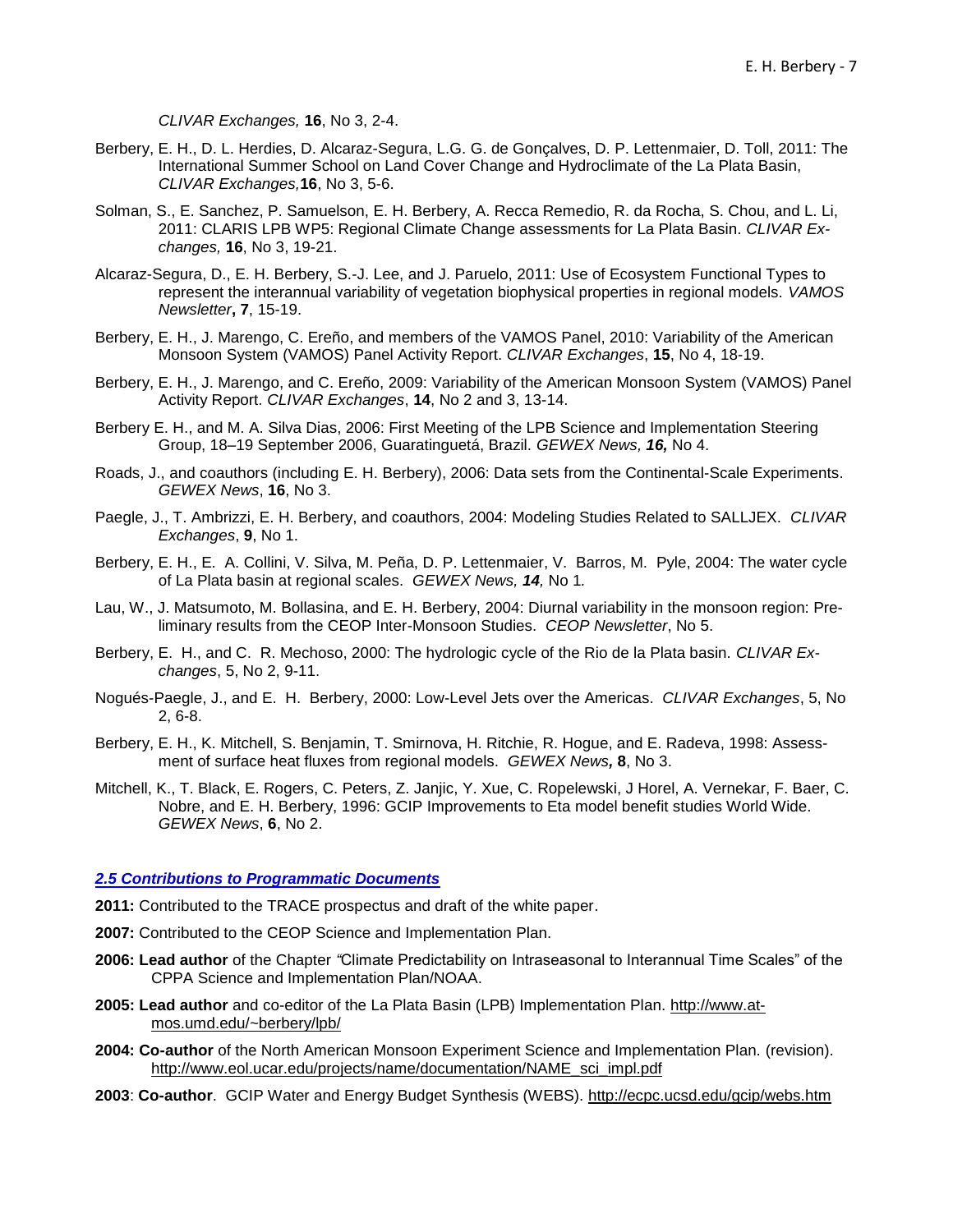*CLIVAR Exchanges,* **16**, No 3, 2-4.

Berbery, E. H., D. L. Herdies, D. Alcaraz-Segura, L.G. G. de Gonçalves, D. P. Lettenmaier, D. Toll, 2011: The International Summer School on Land Cover Change and Hydroclimate of the La Plata Basin, *CLIVAR Exchanges,* **16**, No 3, 5-6.

Solman, S., E. Sanchez, P. Samuelson, E. H. Berbery, A. Recca Remedio, R. da Rocha, S. Chou, and L. Li, 2011: CLARIS LPB WP5: Regional Climate Change assessments for La Plata Basin. *CLIVAR Exchanges,* **16**, No 3, 19-21.

Alcaraz-Segura, D., E. H. Berbery, S.-J. Lee, and J. Paruelo, 2011: Use of Ecosystem Functional Types to represent the interannual variability of vegetation biophysical properties in regional models. *VAMOS Newsletter***, 7**, 15-19.

Berbery, E. H., J. Marengo, C. Ereño, and members of the VAMOS Panel, 2010: Variability of the American Monsoon System (VAMOS) Panel Activity Report. *CLIVAR Exchanges*, **15**, No 4, 18-19.

Berbery, E. H., J. Marengo, and C. Ereño, 2009: Variability of the American Monsoon System (VAMOS) Panel Activity Report. *CLIVAR Exchanges*, **14**, No 2 and 3, 13-14.

Berbery E. H., and M. A. Silva Dias, 2006: First Meeting of the LPB Science and Implementation Steering Group, 18–19 September 2006, Guaratinguetá, Brazil. *GEWEX News, **16,*** No 4.

Roads, J., and coauthors (including E. H. Berbery), 2006: Data sets from the Continental-Scale Experiments. *GEWEX News*, **16**, No 3.

Paegle, J., T. Ambrizzi, E. H. Berbery, and coauthors, 2004: Modeling Studies Related to SALLJEX. *CLIVAR Exchanges*, **9**, No 1.

Berbery, E. H., E. A. Collini, V. Silva, M. Peña, D. P. Lettenmaier, V. Barros, M. Pyle, 2004: The water cycle of La Plata basin at regional scales. *GEWEX News, **14,*** No 1*.*

Lau, W., J. Matsumoto, M. Bollasina, and E. H. Berbery, 2004: Diurnal variability in the monsoon region: Preliminary results from the CEOP Inter-Monsoon Studies. *CEOP Newsletter*, No 5.

Berbery, E. H., and C. R. Mechoso, 2000: The hydrologic cycle of the Rio de la Plata basin. *CLIVAR Exchanges*, 5, No 2, 9-11.

Nogués-Paegle, J., and E. H. Berbery, 2000: Low-Level Jets over the Americas. *CLIVAR Exchanges*, 5, No 2, 6-8.

Berbery, E. H., K. Mitchell, S. Benjamin, T. Smirnova, H. Ritchie, R. Hogue, and E. Radeva, 1998: Assessment of surface heat fluxes from regional models. *GEWEX News***,** **8**, No 3.

Mitchell, K., T. Black, E. Rogers, C. Peters, Z. Janjic, Y. Xue, C. Ropelewski, J Horel, A. Vernekar, F. Baer, C. Nobre, and E. H. Berbery, 1996: GCIP Improvements to Eta model benefit studies World Wide. *GEWEX News*, **6**, No 2.

### *2.5 Contributions to Programmatic Documents*

**2011:** Contributed to the TRACE prospectus and draft of the white paper.

**2007:** Contributed to the CEOP Science and Implementation Plan.

**2006: Lead author** of the Chapter *"*Climate Predictability on Intraseasonal to Interannual Time Scales" of the CPPA Science and Implementation Plan/NOAA.

**2005: Lead author** and co-editor of the La Plata Basin (LPB) Implementation Plan. http://www.atmos.umd.edu/~berbery/lpb/

**2004: Co-author** of the North American Monsoon Experiment Science and Implementation Plan. (revision). http://www.eol.ucar.edu/projects/name/documentation/NAME_sci_impl.pdf

**2003**: **Co-author**. GCIP Water and Energy Budget Synthesis (WEBS). http://ecpc.ucsd.edu/gcip/webs.htm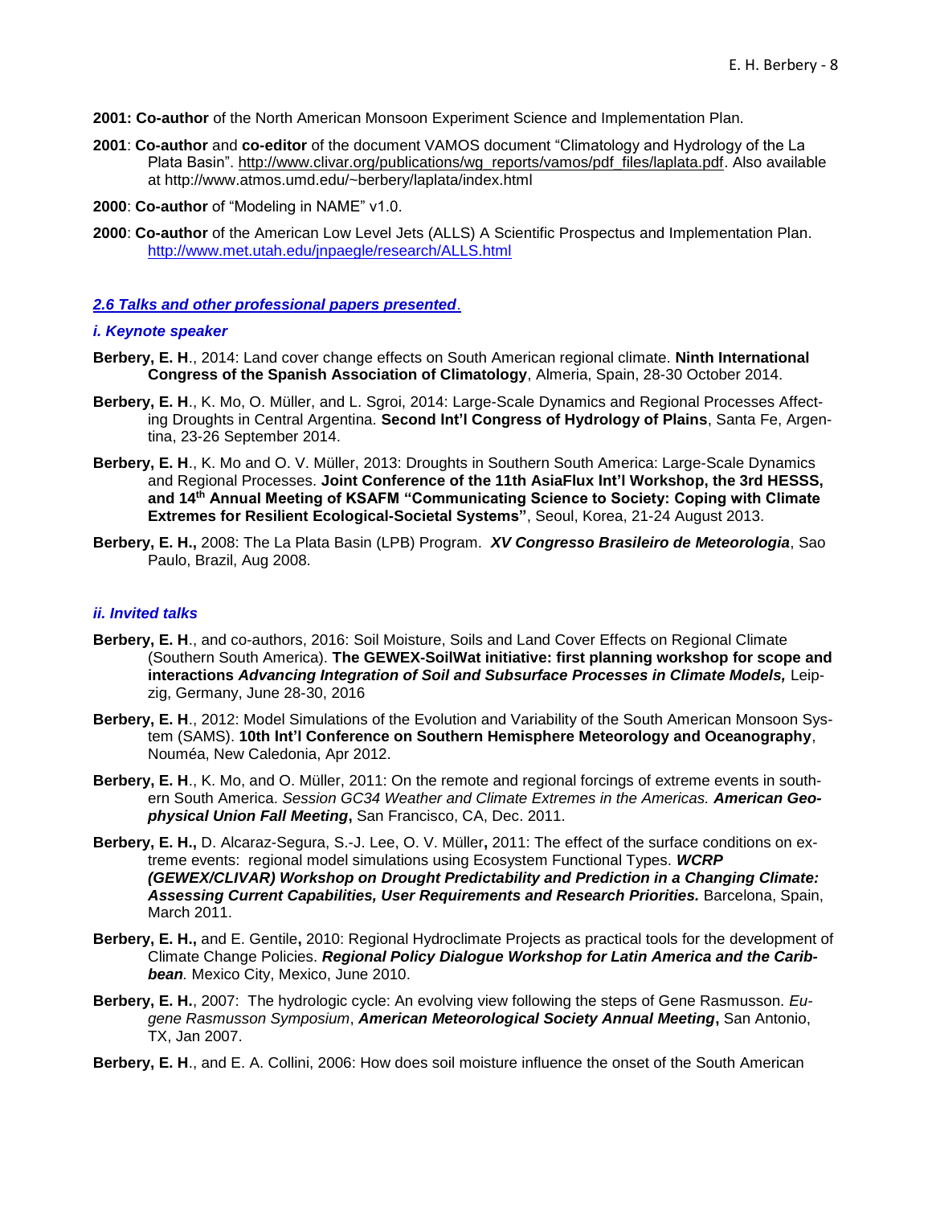**2001: Co-author** of the North American Monsoon Experiment Science and Implementation Plan.

**2001**: **Co-author** and **co-editor** of the document VAMOS document "Climatology and Hydrology of the La Plata Basin". http://www.clivar.org/publications/wg_reports/vamos/pdf_files/laplata.pdf. Also available at http://www.atmos.umd.edu/~berbery/laplata/index.html

**2000**: **Co-author** of "Modeling in NAME" v1.0.

**2000**: **Co-author** of the American Low Level Jets (ALLS) A Scientific Prospectus and Implementation Plan. http://www.met.utah.edu/jnpaegle/research/ALLS.html

### *2.6 Talks and other professional papers presented*.

#### *i. Keynote speaker*

**Berbery, E. H**., 2014: Land cover change effects on South American regional climate. **Ninth International Congress of the Spanish Association of Climatology**, Almeria, Spain, 28-30 October 2014.

**Berbery, E. H**., K. Mo, O. Müller, and L. Sgroi, 2014: Large-Scale Dynamics and Regional Processes Affecting Droughts in Central Argentina. **Second Int'l Congress of Hydrology of Plains**, Santa Fe, Argentina, 23-26 September 2014.

**Berbery, E. H**., K. Mo and O. V. Müller, 2013: Droughts in Southern South America: Large-Scale Dynamics and Regional Processes. **Joint Conference of the 11th AsiaFlux Int'l Workshop, the 3rd HESSS, and 14th Annual Meeting of KSAFM "Communicating Science to Society: Coping with Climate Extremes for Resilient Ecological-Societal Systems"**, Seoul, Korea, 21-24 August 2013.

**Berbery, E. H.,** 2008: The La Plata Basin (LPB) Program. ***XV Congresso Brasileiro de Meteorologia***, Sao Paulo, Brazil, Aug 2008.

#### *ii. Invited talks*

**Berbery, E. H**., and co-authors, 2016: Soil Moisture, Soils and Land Cover Effects on Regional Climate (Southern South America). **The GEWEX-SoilWat initiative: first planning workshop for scope and interactions *Advancing Integration of Soil and Subsurface Processes in Climate Models,*** Leipzig, Germany, June 28-30, 2016

**Berbery, E. H**., 2012: Model Simulations of the Evolution and Variability of the South American Monsoon System (SAMS). **10th Int'l Conference on Southern Hemisphere Meteorology and Oceanography**, Nouméa, New Caledonia, Apr 2012.

**Berbery, E. H**., K. Mo, and O. Müller, 2011: On the remote and regional forcings of extreme events in southern South America. *Session GC34 Weather and Climate Extremes in the Americas.* ***American Geophysical Union Fall Meeting*****,** San Francisco, CA, Dec. 2011.

**Berbery, E. H.,** D. Alcaraz-Segura, S.-J. Lee, O. V. Müller**,** 2011: The effect of the surface conditions on extreme events: regional model simulations using Ecosystem Functional Types. ***WCRP (GEWEX/CLIVAR) Workshop on Drought Predictability and Prediction in a Changing Climate: Assessing Current Capabilities, User Requirements and Research Priorities.*** Barcelona, Spain, March 2011.

**Berbery, E. H.,** and E. Gentile**,** 2010: Regional Hydroclimate Projects as practical tools for the development of Climate Change Policies. ***Regional Policy Dialogue Workshop for Latin America and the Caribbean.*** Mexico City, Mexico, June 2010.

**Berbery, E. H.**, 2007: The hydrologic cycle: An evolving view following the steps of Gene Rasmusson. *Eugene Rasmusson Symposium*, ***American Meteorological Society Annual Meeting*****,** San Antonio, TX, Jan 2007.

**Berbery, E. H**., and E. A. Collini, 2006: How does soil moisture influence the onset of the South American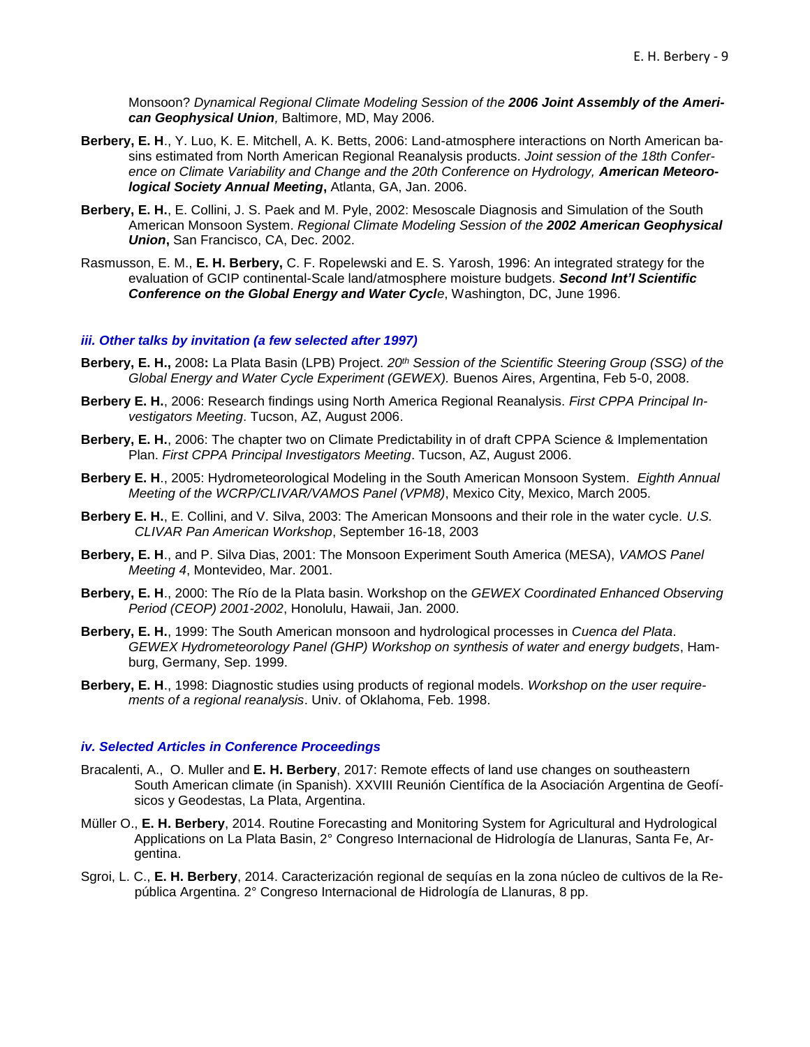Monsoon? *Dynamical Regional Climate Modeling Session of the* ***2006 Joint Assembly of the American Geophysical Union****,* Baltimore, MD, May 2006.

**Berbery, E. H**., Y. Luo, K. E. Mitchell, A. K. Betts, 2006: Land-atmosphere interactions on North American basins estimated from North American Regional Reanalysis products. *Joint session of the 18th Conference on Climate Variability and Change and the 20th Conference on Hydrology,* ***American Meteorological Society Annual Meeting*****,** Atlanta, GA, Jan. 2006.

**Berbery, E. H.**, E. Collini, J. S. Paek and M. Pyle, 2002: Mesoscale Diagnosis and Simulation of the South American Monsoon System. *Regional Climate Modeling Session of the* ***2002 American Geophysical Union*****,** San Francisco, CA, Dec. 2002.

Rasmusson, E. M., **E. H. Berbery,** C. F. Ropelewski and E. S. Yarosh, 1996: An integrated strategy for the evaluation of GCIP continental-Scale land/atmosphere moisture budgets. ***Second Int'l Scientific Conference on the Global Energy and Water Cycl****e*, Washington, DC, June 1996.

### *iii. Other talks by invitation (a few selected after 1997)*

**Berbery, E. H.,** 2008**:** La Plata Basin (LPB) Project. *20th Session of the Scientific Steering Group (SSG) of the Global Energy and Water Cycle Experiment (GEWEX).* Buenos Aires, Argentina, Feb 5-0, 2008.

**Berbery E. H.**, 2006: Research findings using North America Regional Reanalysis. *First CPPA Principal Investigators Meeting*. Tucson, AZ, August 2006.

**Berbery, E. H.**, 2006: The chapter two on Climate Predictability in of draft CPPA Science & Implementation Plan. *First CPPA Principal Investigators Meeting*. Tucson, AZ, August 2006.

**Berbery E. H**., 2005: Hydrometeorological Modeling in the South American Monsoon System. *Eighth Annual Meeting of the WCRP/CLIVAR/VAMOS Panel (VPM8)*, Mexico City, Mexico, March 2005.

**Berbery E. H.**, E. Collini, and V. Silva, 2003: The American Monsoons and their role in the water cycle. *U.S. CLIVAR Pan American Workshop*, September 16-18, 2003

**Berbery, E. H**., and P. Silva Dias, 2001: The Monsoon Experiment South America (MESA), *VAMOS Panel Meeting 4*, Montevideo, Mar. 2001.

**Berbery, E. H**., 2000: The Río de la Plata basin. Workshop on the *GEWEX Coordinated Enhanced Observing Period (CEOP) 2001-2002*, Honolulu, Hawaii, Jan. 2000.

**Berbery, E. H.**, 1999: The South American monsoon and hydrological processes in *Cuenca del Plata. GEWEX Hydrometeorology Panel (GHP) Workshop on synthesis of water and energy budgets*, Hamburg, Germany, Sep. 1999.

**Berbery, E. H**., 1998: Diagnostic studies using products of regional models. *Workshop on the user requirements of a regional reanalysis*. Univ. of Oklahoma, Feb. 1998.

### *iv. Selected Articles in Conference Proceedings*

Bracalenti, A., O. Muller and **E. H. Berbery**, 2017: Remote effects of land use changes on southeastern South American climate (in Spanish). XXVIII Reunión Científica de la Asociación Argentina de Geofísicos y Geodestas, La Plata, Argentina.

Müller O., **E. H. Berbery**, 2014. Routine Forecasting and Monitoring System for Agricultural and Hydrological Applications on La Plata Basin, 2° Congreso Internacional de Hidrología de Llanuras, Santa Fe, Argentina.

Sgroi, L. C., **E. H. Berbery**, 2014. Caracterización regional de sequías en la zona núcleo de cultivos de la República Argentina. 2° Congreso Internacional de Hidrología de Llanuras, 8 pp.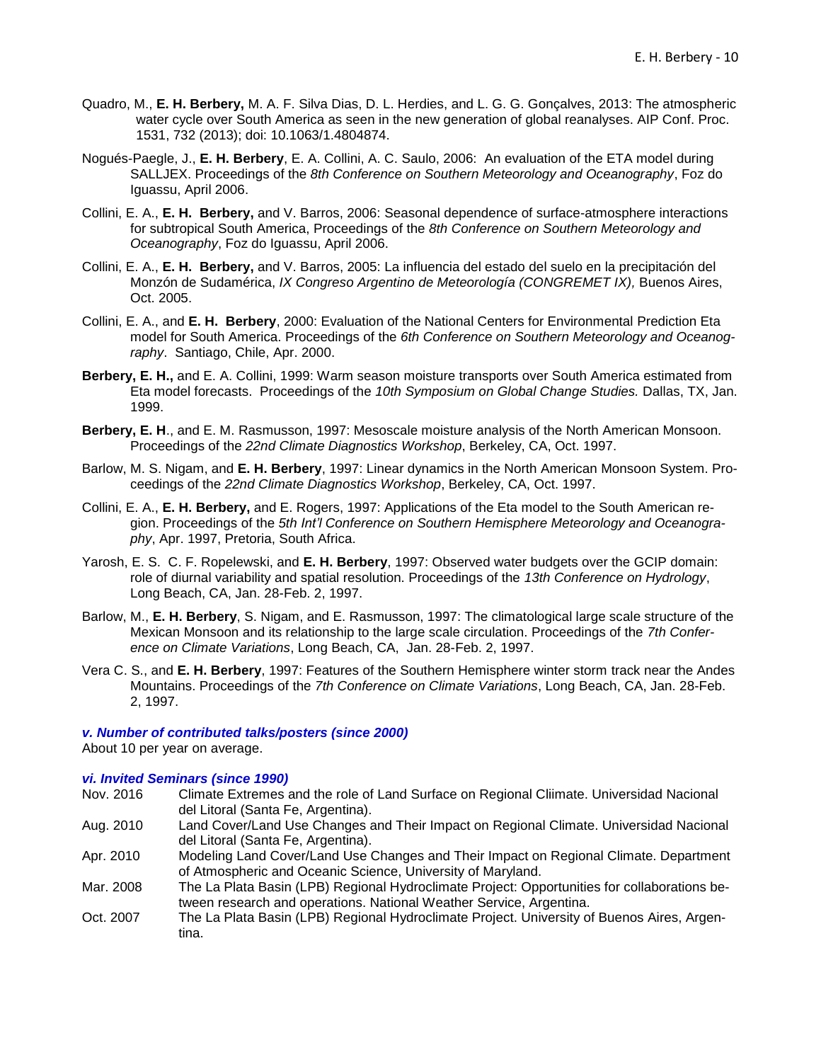Quadro, M., **E. H. Berbery,** M. A. F. Silva Dias, D. L. Herdies, and L. G. G. Gonçalves, 2013: The atmospheric water cycle over South America as seen in the new generation of global reanalyses. AIP Conf. Proc. 1531, 732 (2013); doi: 10.1063/1.4804874.

Nogués-Paegle, J., **E. H. Berbery**, E. A. Collini, A. C. Saulo, 2006: An evaluation of the ETA model during SALLJEX. Proceedings of the *8th Conference on Southern Meteorology and Oceanography*, Foz do Iguassu, April 2006.

Collini, E. A., **E. H. Berbery,** and V. Barros, 2006: Seasonal dependence of surface-atmosphere interactions for subtropical South America, Proceedings of the *8th Conference on Southern Meteorology and Oceanography*, Foz do Iguassu, April 2006.

Collini, E. A., **E. H. Berbery,** and V. Barros, 2005: La influencia del estado del suelo en la precipitación del Monzón de Sudamérica, *IX Congreso Argentino de Meteorología (CONGREMET IX),* Buenos Aires, Oct. 2005.

Collini, E. A., and **E. H. Berbery**, 2000: Evaluation of the National Centers for Environmental Prediction Eta model for South America. Proceedings of the *6th Conference on Southern Meteorology and Oceanography*. Santiago, Chile, Apr. 2000.

**Berbery, E. H.,** and E. A. Collini, 1999: Warm season moisture transports over South America estimated from Eta model forecasts. Proceedings of the *10th Symposium on Global Change Studies.* Dallas, TX, Jan. 1999.

**Berbery, E. H**., and E. M. Rasmusson, 1997: Mesoscale moisture analysis of the North American Monsoon. Proceedings of the *22nd Climate Diagnostics Workshop*, Berkeley, CA, Oct. 1997.

Barlow, M. S. Nigam, and **E. H. Berbery**, 1997: Linear dynamics in the North American Monsoon System. Proceedings of the *22nd Climate Diagnostics Workshop*, Berkeley, CA, Oct. 1997.

Collini, E. A., **E. H. Berbery,** and E. Rogers, 1997: Applications of the Eta model to the South American region. Proceedings of the *5th Int'l Conference on Southern Hemisphere Meteorology and Oceanography*, Apr. 1997, Pretoria, South Africa.

Yarosh, E. S. C. F. Ropelewski, and **E. H. Berbery**, 1997: Observed water budgets over the GCIP domain: role of diurnal variability and spatial resolution. Proceedings of the *13th Conference on Hydrology*, Long Beach, CA, Jan. 28-Feb. 2, 1997.

Barlow, M., **E. H. Berbery**, S. Nigam, and E. Rasmusson, 1997: The climatological large scale structure of the Mexican Monsoon and its relationship to the large scale circulation. Proceedings of the *7th Conference on Climate Variations*, Long Beach, CA, Jan. 28-Feb. 2, 1997.

Vera C. S., and **E. H. Berbery**, 1997: Features of the Southern Hemisphere winter storm track near the Andes Mountains. Proceedings of the *7th Conference on Climate Variations*, Long Beach, CA, Jan. 28-Feb. 2, 1997.

### *v. Number of contributed talks/posters (since 2000)*

About 10 per year on average.

### *vi. Invited Seminars (since 1990)*

| | |
|---|---|
| Nov. 2016 | Climate Extremes and the role of Land Surface on Regional Cliimate. Universidad Nacional del Litoral (Santa Fe, Argentina). |
| Aug. 2010 | Land Cover/Land Use Changes and Their Impact on Regional Climate. Universidad Nacional del Litoral (Santa Fe, Argentina). |
| Apr. 2010 | Modeling Land Cover/Land Use Changes and Their Impact on Regional Climate. Department of Atmospheric and Oceanic Science, University of Maryland. |
| Mar. 2008 | The La Plata Basin (LPB) Regional Hydroclimate Project: Opportunities for collaborations between research and operations. National Weather Service, Argentina. |
| Oct. 2007 | The La Plata Basin (LPB) Regional Hydroclimate Project. University of Buenos Aires, Argentina. |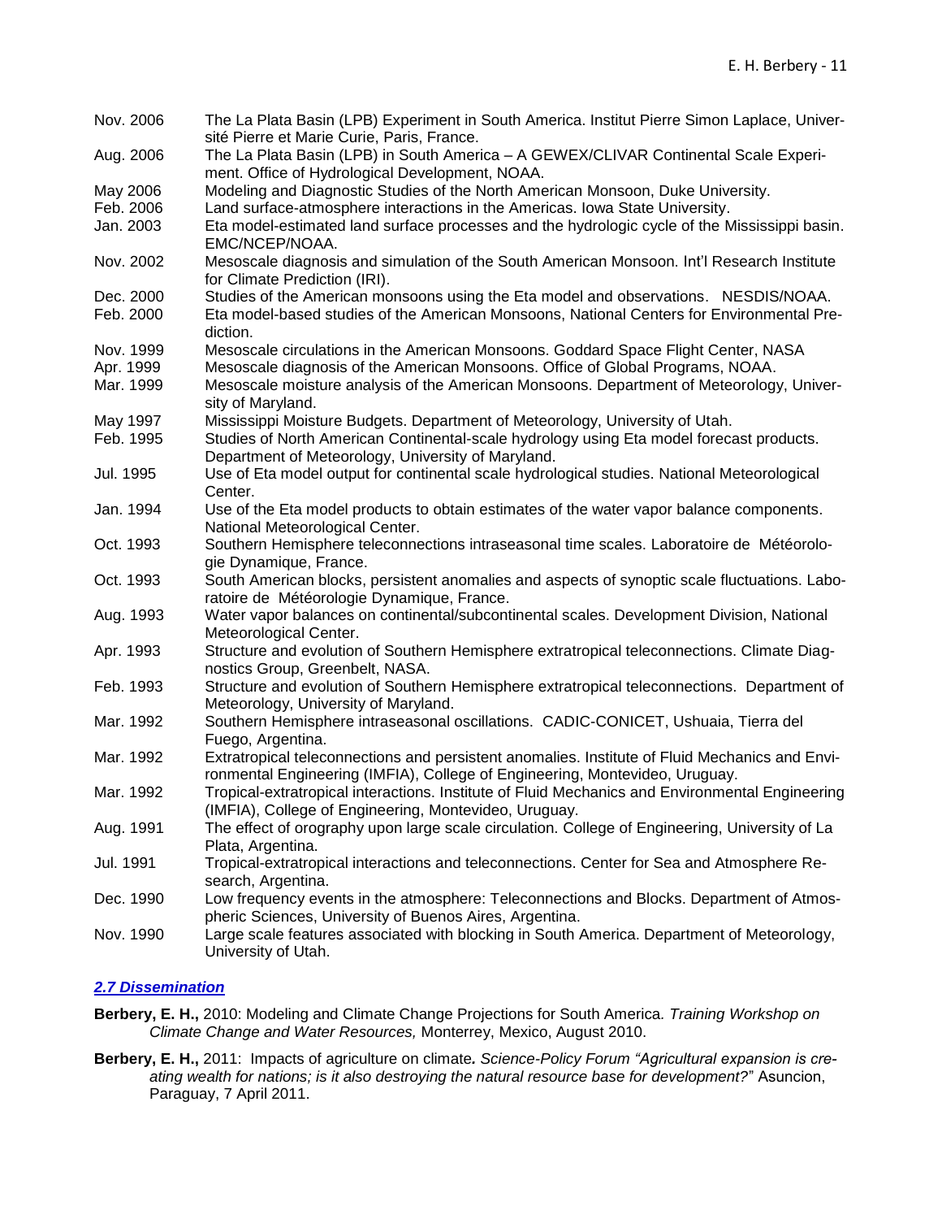| | |
|---|---|
| Nov. 2006 | The La Plata Basin (LPB) Experiment in South America. Institut Pierre Simon Laplace, Université Pierre et Marie Curie, Paris, France. |
| Aug. 2006 | The La Plata Basin (LPB) in South America – A GEWEX/CLIVAR Continental Scale Experiment. Office of Hydrological Development, NOAA. |
| May 2006 | Modeling and Diagnostic Studies of the North American Monsoon, Duke University. |
| Feb. 2006 | Land surface-atmosphere interactions in the Americas. Iowa State University. |
| Jan. 2003 | Eta model-estimated land surface processes and the hydrologic cycle of the Mississippi basin. EMC/NCEP/NOAA. |
| Nov. 2002 | Mesoscale diagnosis and simulation of the South American Monsoon. Int'l Research Institute for Climate Prediction (IRI). |
| Dec. 2000 | Studies of the American monsoons using the Eta model and observations. NESDIS/NOAA. |
| Feb. 2000 | Eta model-based studies of the American Monsoons, National Centers for Environmental Prediction. |
| Nov. 1999 | Mesoscale circulations in the American Monsoons. Goddard Space Flight Center, NASA |
| Apr. 1999 | Mesoscale diagnosis of the American Monsoons. Office of Global Programs, NOAA. |
| Mar. 1999 | Mesoscale moisture analysis of the American Monsoons. Department of Meteorology, University of Maryland. |
| May 1997 | Mississippi Moisture Budgets. Department of Meteorology, University of Utah. |
| Feb. 1995 | Studies of North American Continental-scale hydrology using Eta model forecast products. Department of Meteorology, University of Maryland. |
| Jul. 1995 | Use of Eta model output for continental scale hydrological studies. National Meteorological Center. |
| Jan. 1994 | Use of the Eta model products to obtain estimates of the water vapor balance components. National Meteorological Center. |
| Oct. 1993 | Southern Hemisphere teleconnections intraseasonal time scales. Laboratoire de Météorologie Dynamique, France. |
| Oct. 1993 | South American blocks, persistent anomalies and aspects of synoptic scale fluctuations. Laboratoire de Météorologie Dynamique, France. |
| Aug. 1993 | Water vapor balances on continental/subcontinental scales. Development Division, National Meteorological Center. |
| Apr. 1993 | Structure and evolution of Southern Hemisphere extratropical teleconnections. Climate Diagnostics Group, Greenbelt, NASA. |
| Feb. 1993 | Structure and evolution of Southern Hemisphere extratropical teleconnections. Department of Meteorology, University of Maryland. |
| Mar. 1992 | Southern Hemisphere intraseasonal oscillations. CADIC-CONICET, Ushuaia, Tierra del Fuego, Argentina. |
| Mar. 1992 | Extratropical teleconnections and persistent anomalies. Institute of Fluid Mechanics and Environmental Engineering (IMFIA), College of Engineering, Montevideo, Uruguay. |
| Mar. 1992 | Tropical-extratropical interactions. Institute of Fluid Mechanics and Environmental Engineering (IMFIA), College of Engineering, Montevideo, Uruguay. |
| Aug. 1991 | The effect of orography upon large scale circulation. College of Engineering, University of La Plata, Argentina. |
| Jul. 1991 | Tropical-extratropical interactions and teleconnections. Center for Sea and Atmosphere Research, Argentina. |
| Dec. 1990 | Low frequency events in the atmosphere: Teleconnections and Blocks. Department of Atmospheric Sciences, University of Buenos Aires, Argentina. |
| Nov. 1990 | Large scale features associated with blocking in South America. Department of Meteorology, University of Utah. |

### *2.7 Dissemination*

**Berbery, E. H.,** 2010: Modeling and Climate Change Projections for South America*. Training Workshop on Climate Change and Water Resources,* Monterrey, Mexico, August 2010.

**Berbery, E. H.,** 2011: Impacts of agriculture on climate*. Science-Policy Forum "Agricultural expansion is creating wealth for nations; is it also destroying the natural resource base for development?"* Asuncion, Paraguay, 7 April 2011.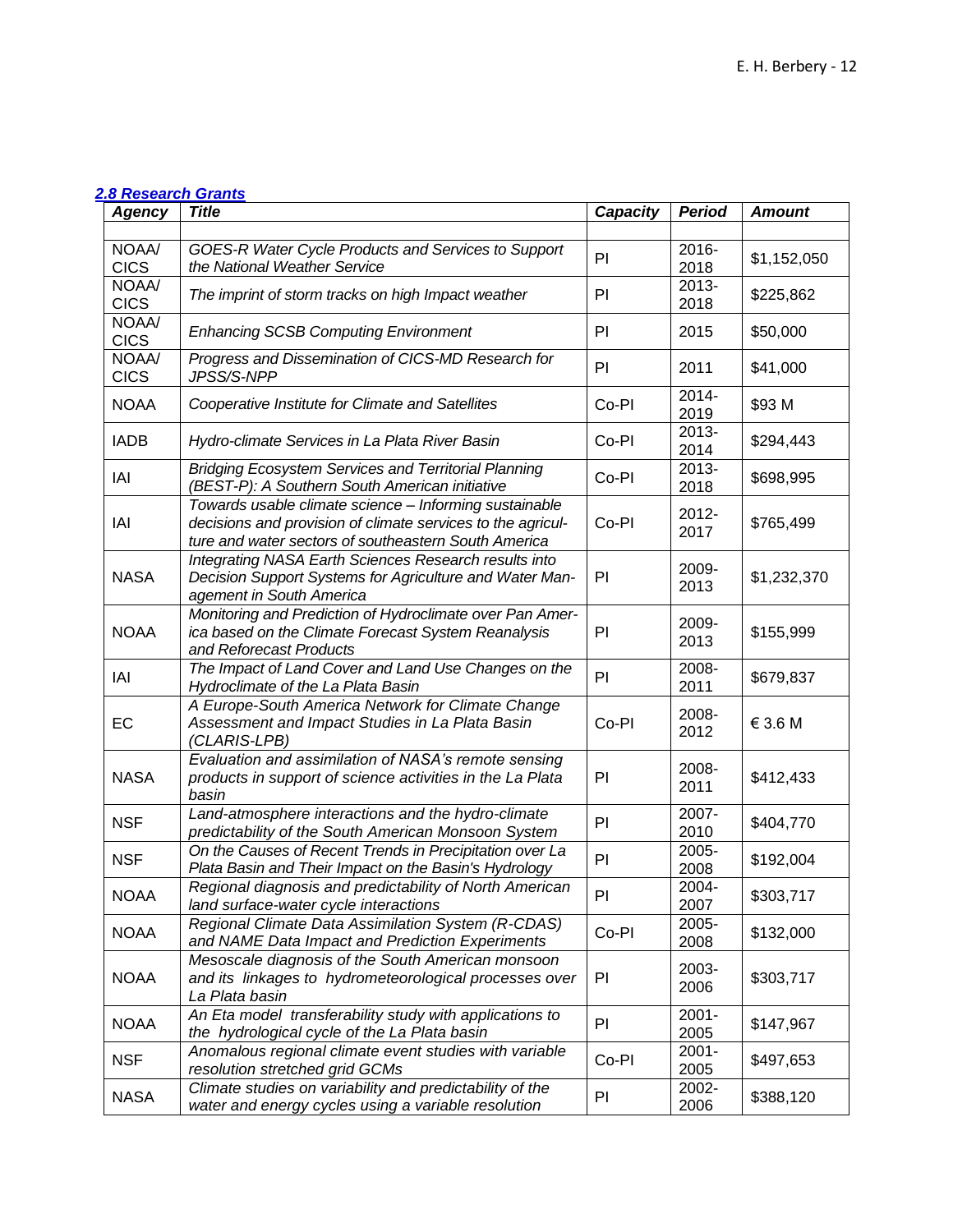### *2.8 Research Grants*

| Agency | Title | Capacity | Period | Amount |
|---|---|---|---|---|
| | | | | |
| NOAA/ CICS | *GOES-R Water Cycle Products and Services to Support the National Weather Service* | PI | 2016-2018 | $1,152,050 |
| NOAA/ CICS | *The imprint of storm tracks on high Impact weather* | PI | 2013-2018 | $225,862 |
| NOAA/ CICS | *Enhancing SCSB Computing Environment* | PI | 2015 | $50,000 |
| NOAA/ CICS | *Progress and Dissemination of CICS-MD Research for JPSS/S-NPP* | PI | 2011 | $41,000 |
| NOAA | *Cooperative Institute for Climate and Satellites* | Co-PI | 2014-2019 | $93 M |
| IADB | *Hydro-climate Services in La Plata River Basin* | Co-PI | 2013-2014 | $294,443 |
| IAI | *Bridging Ecosystem Services and Territorial Planning (BEST-P): A Southern South American initiative* | Co-PI | 2013-2018 | $698,995 |
| IAI | *Towards usable climate science – Informing sustainable decisions and provision of climate services to the agriculture and water sectors of southeastern South America* | Co-PI | 2012-2017 | $765,499 |
| NASA | *Integrating NASA Earth Sciences Research results into Decision Support Systems for Agriculture and Water Management in South America* | PI | 2009-2013 | $1,232,370 |
| NOAA | *Monitoring and Prediction of Hydroclimate over Pan America based on the Climate Forecast System Reanalysis and Reforecast Products* | PI | 2009-2013 | $155,999 |
| IAI | *The Impact of Land Cover and Land Use Changes on the Hydroclimate of the La Plata Basin* | PI | 2008-2011 | $679,837 |
| EC | *A Europe-South America Network for Climate Change Assessment and Impact Studies in La Plata Basin (CLARIS-LPB)* | Co-PI | 2008-2012 | € 3.6 M |
| NASA | *Evaluation and assimilation of NASA's remote sensing products in support of science activities in the La Plata basin* | PI | 2008-2011 | $412,433 |
| NSF | *Land-atmosphere interactions and the hydro-climate predictability of the South American Monsoon System* | PI | 2007-2010 | $404,770 |
| NSF | *On the Causes of Recent Trends in Precipitation over La Plata Basin and Their Impact on the Basin's Hydrology* | PI | 2005-2008 | $192,004 |
| NOAA | *Regional diagnosis and predictability of North American land surface-water cycle interactions* | PI | 2004-2007 | $303,717 |
| NOAA | *Regional Climate Data Assimilation System (R-CDAS) and NAME Data Impact and Prediction Experiments* | Co-PI | 2005-2008 | $132,000 |
| NOAA | *Mesoscale diagnosis of the South American monsoon and its linkages to hydrometeorological processes over La Plata basin* | PI | 2003-2006 | $303,717 |
| NOAA | *An Eta model transferability study with applications to the hydrological cycle of the La Plata basin* | PI | 2001-2005 | $147,967 |
| NSF | *Anomalous regional climate event studies with variable resolution stretched grid GCMs* | Co-PI | 2001-2005 | $497,653 |
| NASA | *Climate studies on variability and predictability of the water and energy cycles using a variable resolution* | PI | 2002-2006 | $388,120 |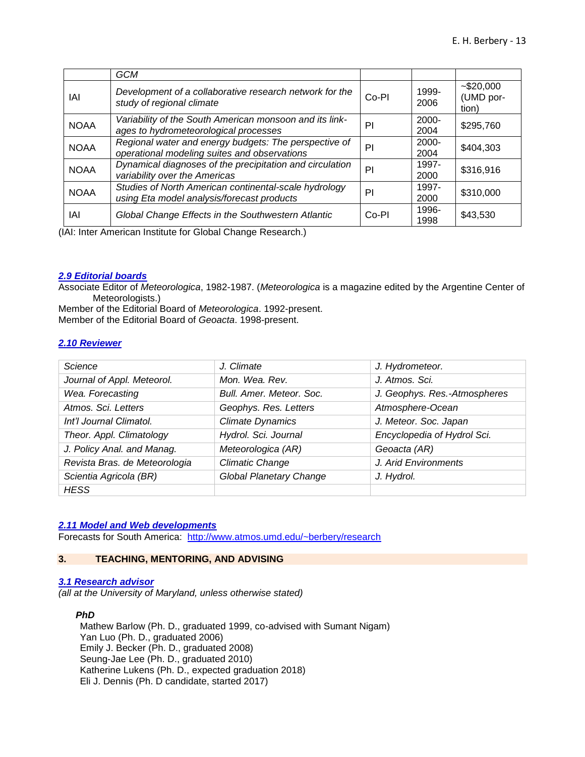|  | *GCM* |  |  |  |
|---|---|---|---|---|
| IAI | *Development of a collaborative research network for the study of regional climate* | Co-PI | 1999-2006 | ~$20,000 (UMD portion) |
| NOAA | *Variability of the South American monsoon and its linkages to hydrometeorological processes* | PI | 2000-2004 | $295,760 |
| NOAA | *Regional water and energy budgets: The perspective of operational modeling suites and observations* | PI | 2000-2004 | $404,303 |
| NOAA | *Dynamical diagnoses of the precipitation and circulation variability over the Americas* | PI | 1997-2000 | $316,916 |
| NOAA | *Studies of North American continental-scale hydrology using Eta model analysis/forecast products* | PI | 1997-2000 | $310,000 |
| IAI | *Global Change Effects in the Southwestern Atlantic* | Co-PI | 1996-1998 | $43,530 |

(IAI: Inter American Institute for Global Change Research.)

### 2.9 Editorial boards

Associate Editor of *Meteorologica*, 1982-1987. (*Meteorologica* is a magazine edited by the Argentine Center of Meteorologists.)
Member of the Editorial Board of *Meteorologica*. 1992-present.
Member of the Editorial Board of *Geoacta*. 1998-present.

### 2.10 Reviewer

| *Science* | *J. Climate* | *J. Hydrometeor.* |
|---|---|---|
| *Journal of Appl. Meteorol.* | *Mon. Wea. Rev.* | *J. Atmos. Sci.* |
| *Wea. Forecasting* | *Bull. Amer. Meteor. Soc.* | *J. Geophys. Res.-Atmospheres* |
| *Atmos. Sci. Letters* | *Geophys. Res. Letters* | *Atmosphere-Ocean* |
| *Int'l Journal Climatol.* | *Climate Dynamics* | *J. Meteor. Soc. Japan* |
| *Theor. Appl. Climatology* | *Hydrol. Sci. Journal* | *Encyclopedia of Hydrol Sci.* |
| *J. Policy Anal. and Manag.* | *Meteorologica (AR)* | *Geoacta (AR)* |
| *Revista Bras. de Meteorologia* | *Climatic Change* | *J. Arid Environments* |
| *Scientia Agricola (BR)* | *Global Planetary Change* | *J. Hydrol.* |
| *HESS* |  |  |

### 2.11 Model and Web developments

Forecasts for South America: http://www.atmos.umd.edu/~berbery/research

## 3. TEACHING, MENTORING, AND ADVISING

### 3.1 Research advisor

*(all at the University of Maryland, unless otherwise stated)*

**PhD**

Mathew Barlow (Ph. D., graduated 1999, co-advised with Sumant Nigam)
Yan Luo (Ph. D., graduated 2006)
Emily J. Becker (Ph. D., graduated 2008)
Seung-Jae Lee (Ph. D., graduated 2010)
Katherine Lukens (Ph. D., expected graduation 2018)
Eli J. Dennis (Ph. D candidate, started 2017)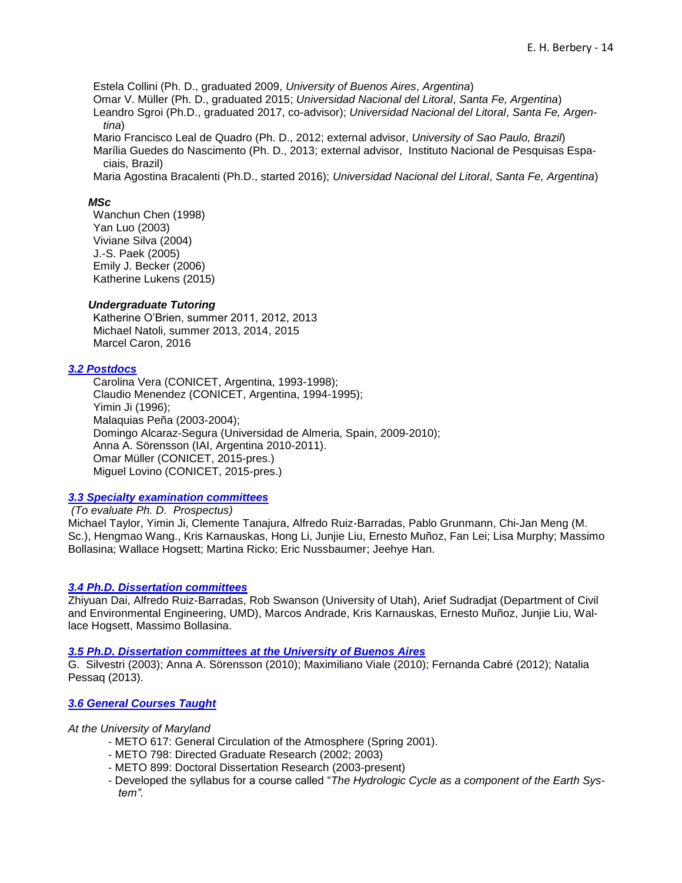Estela Collini (Ph. D., graduated 2009, *University of Buenos Aires*, *Argentina*)
Omar V. Müller (Ph. D., graduated 2015; *Universidad Nacional del Litoral*, *Santa Fe, Argentina*)
Leandro Sgroi (Ph.D., graduated 2017, co-advisor); *Universidad Nacional del Litoral*, *Santa Fe, Argentina*)
Mario Francisco Leal de Quadro (Ph. D., 2012; external advisor, *University of Sao Paulo, Brazil*)
Marília Guedes do Nascimento (Ph. D., 2013; external advisor, Instituto Nacional de Pesquisas Espaciais, Brazil)
Maria Agostina Bracalenti (Ph.D., started 2016); *Universidad Nacional del Litoral*, *Santa Fe, Argentina*)

***MSc***

Wanchun Chen (1998)
Yan Luo (2003)
Viviane Silva (2004)
J.-S. Paek (2005)
Emily J. Becker (2006)
Katherine Lukens (2015)

***Undergraduate Tutoring***

Katherine O'Brien, summer 2011, 2012, 2013
Michael Natoli, summer 2013, 2014, 2015
Marcel Caron, 2016

### *3.2 Postdocs*

Carolina Vera (CONICET, Argentina, 1993-1998);
Claudio Menendez (CONICET, Argentina, 1994-1995);
Yimin Ji (1996);
Malaquias Peña (2003-2004);
Domingo Alcaraz-Segura (Universidad de Almeria, Spain, 2009-2010);
Anna A. Sörensson (IAI, Argentina 2010-2011).
Omar Müller (CONICET, 2015-pres.)
Miguel Lovino (CONICET, 2015-pres.)

### *3.3 Specialty examination committees*

*(To evaluate Ph. D. Prospectus)*

Michael Taylor, Yimin Ji, Clemente Tanajura, Alfredo Ruiz-Barradas, Pablo Grunmann, Chi-Jan Meng (M. Sc.), Hengmao Wang., Kris Karnauskas, Hong Li, Junjie Liu, Ernesto Muñoz, Fan Lei; Lisa Murphy; Massimo Bollasina; Wallace Hogsett; Martina Ricko; Eric Nussbaumer; Jeehye Han.

### *3.4 Ph.D. Dissertation committees*

Zhiyuan Dai, Alfredo Ruiz-Barradas, Rob Swanson (University of Utah), Arief Sudradjat (Department of Civil and Environmental Engineering, UMD), Marcos Andrade, Kris Karnauskas, Ernesto Muñoz, Junjie Liu, Wallace Hogsett, Massimo Bollasina.

### *3.5 Ph.D. Dissertation committees at the University of Buenos Aires*

G. Silvestri (2003); Anna A. Sörensson (2010); Maximiliano Viale (2010); Fernanda Cabré (2012); Natalia Pessaq (2013).

### *3.6 General Courses Taught*

*At the University of Maryland*

- METO 617: General Circulation of the Atmosphere (Spring 2001).
- METO 798: Directed Graduate Research (2002; 2003)
- METO 899: Doctoral Dissertation Research (2003-present)
- Developed the syllabus for a course called "*The Hydrologic Cycle as a component of the Earth System".*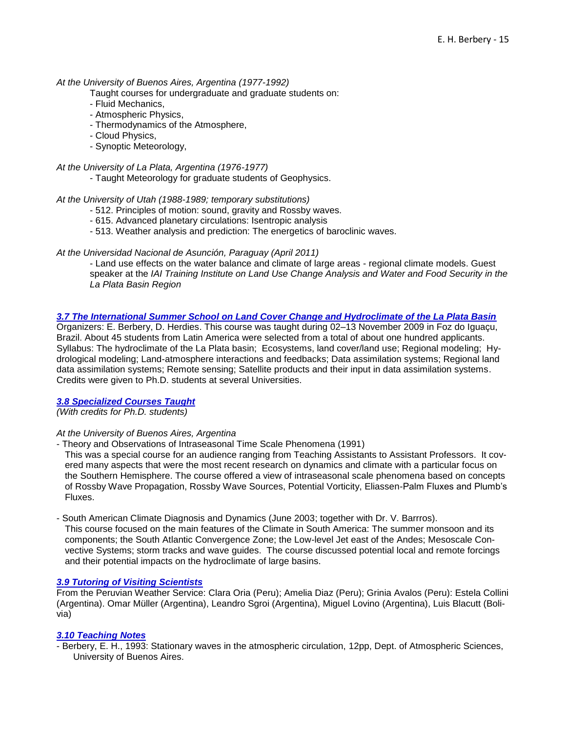*At the University of Buenos Aires, Argentina (1977-1992)*

Taught courses for undergraduate and graduate students on:

- Fluid Mechanics,
- Atmospheric Physics,
- Thermodynamics of the Atmosphere,
- Cloud Physics,
- Synoptic Meteorology,

*At the University of La Plata, Argentina (1976-1977)*

- Taught Meteorology for graduate students of Geophysics.

*At the University of Utah (1988-1989; temporary substitutions)*

- 512. Principles of motion: sound, gravity and Rossby waves.
- 615. Advanced planetary circulations: Isentropic analysis
- 513. Weather analysis and prediction: The energetics of baroclinic waves.

*At the Universidad Nacional de Asunción, Paraguay (April 2011)*

- Land use effects on the water balance and climate of large areas - regional climate models. Guest speaker at the *IAI Training Institute on Land Use Change Analysis and Water and Food Security in the La Plata Basin Region*

### *3.7 The International Summer School on Land Cover Change and Hydroclimate of the La Plata Basin*

Organizers: E. Berbery, D. Herdies. This course was taught during 02–13 November 2009 in Foz do Iguaçu, Brazil. About 45 students from Latin America were selected from a total of about one hundred applicants. Syllabus: The hydroclimate of the La Plata basin; Ecosystems, land cover/land use; Regional modeling; Hydrological modeling; Land-atmosphere interactions and feedbacks; Data assimilation systems; Regional land data assimilation systems; Remote sensing; Satellite products and their input in data assimilation systems. Credits were given to Ph.D. students at several Universities.

### *3.8 Specialized Courses Taught*

*(With credits for Ph.D. students)*

*At the University of Buenos Aires, Argentina*

- Theory and Observations of Intraseasonal Time Scale Phenomena (1991)
  This was a special course for an audience ranging from Teaching Assistants to Assistant Professors. It covered many aspects that were the most recent research on dynamics and climate with a particular focus on the Southern Hemisphere. The course offered a view of intraseasonal scale phenomena based on concepts of Rossby Wave Propagation, Rossby Wave Sources, Potential Vorticity, Eliassen-Palm Fluxes and Plumb's Fluxes.

- South American Climate Diagnosis and Dynamics (June 2003; together with Dr. V. Barrros).
  This course focused on the main features of the Climate in South America: The summer monsoon and its components; the South Atlantic Convergence Zone; the Low-level Jet east of the Andes; Mesoscale Convective Systems; storm tracks and wave guides. The course discussed potential local and remote forcings and their potential impacts on the hydroclimate of large basins.

### *3.9 Tutoring of Visiting Scientists*

From the Peruvian Weather Service: Clara Oria (Peru); Amelia Diaz (Peru); Grinia Avalos (Peru): Estela Collini (Argentina). Omar Müller (Argentina), Leandro Sgroi (Argentina), Miguel Lovino (Argentina), Luis Blacutt (Bolivia)

### *3.10 Teaching Notes*

- Berbery, E. H., 1993: Stationary waves in the atmospheric circulation, 12pp, Dept. of Atmospheric Sciences, University of Buenos Aires.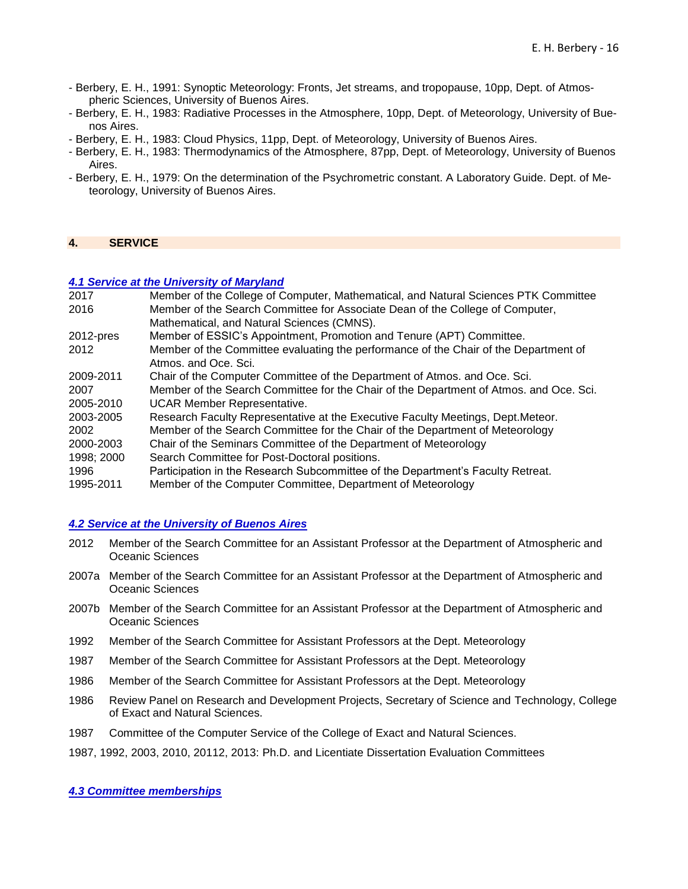- Berbery, E. H., 1991: Synoptic Meteorology: Fronts, Jet streams, and tropopause, 10pp, Dept. of Atmospheric Sciences, University of Buenos Aires.
- Berbery, E. H., 1983: Radiative Processes in the Atmosphere, 10pp, Dept. of Meteorology, University of Buenos Aires.
- Berbery, E. H., 1983: Cloud Physics, 11pp, Dept. of Meteorology, University of Buenos Aires.
- Berbery, E. H., 1983: Thermodynamics of the Atmosphere, 87pp, Dept. of Meteorology, University of Buenos Aires.
- Berbery, E. H., 1979: On the determination of the Psychrometric constant. A Laboratory Guide. Dept. of Meteorology, University of Buenos Aires.

## 4. SERVICE

### *4.1 Service at the University of Maryland*

| | |
|---|---|
| 2017 | Member of the College of Computer, Mathematical, and Natural Sciences PTK Committee |
| 2016 | Member of the Search Committee for Associate Dean of the College of Computer, Mathematical, and Natural Sciences (CMNS). |
| 2012-pres | Member of ESSIC's Appointment, Promotion and Tenure (APT) Committee. |
| 2012 | Member of the Committee evaluating the performance of the Chair of the Department of Atmos. and Oce. Sci. |
| 2009-2011 | Chair of the Computer Committee of the Department of Atmos. and Oce. Sci. |
| 2007 | Member of the Search Committee for the Chair of the Department of Atmos. and Oce. Sci. |
| 2005-2010 | UCAR Member Representative. |
| 2003-2005 | Research Faculty Representative at the Executive Faculty Meetings, Dept.Meteor. |
| 2002 | Member of the Search Committee for the Chair of the Department of Meteorology |
| 2000-2003 | Chair of the Seminars Committee of the Department of Meteorology |
| 1998; 2000 | Search Committee for Post-Doctoral positions. |
| 1996 | Participation in the Research Subcommittee of the Department's Faculty Retreat. |
| 1995-2011 | Member of the Computer Committee, Department of Meteorology |

### *4.2 Service at the University of Buenos Aires*

2012 Member of the Search Committee for an Assistant Professor at the Department of Atmospheric and Oceanic Sciences

2007a Member of the Search Committee for an Assistant Professor at the Department of Atmospheric and Oceanic Sciences

2007b Member of the Search Committee for an Assistant Professor at the Department of Atmospheric and Oceanic Sciences

1992 Member of the Search Committee for Assistant Professors at the Dept. Meteorology

1987 Member of the Search Committee for Assistant Professors at the Dept. Meteorology

1986 Member of the Search Committee for Assistant Professors at the Dept. Meteorology

1986 Review Panel on Research and Development Projects, Secretary of Science and Technology, College of Exact and Natural Sciences.

1987 Committee of the Computer Service of the College of Exact and Natural Sciences.

1987, 1992, 2003, 2010, 20112, 2013: Ph.D. and Licentiate Dissertation Evaluation Committees

### *4.3 Committee memberships*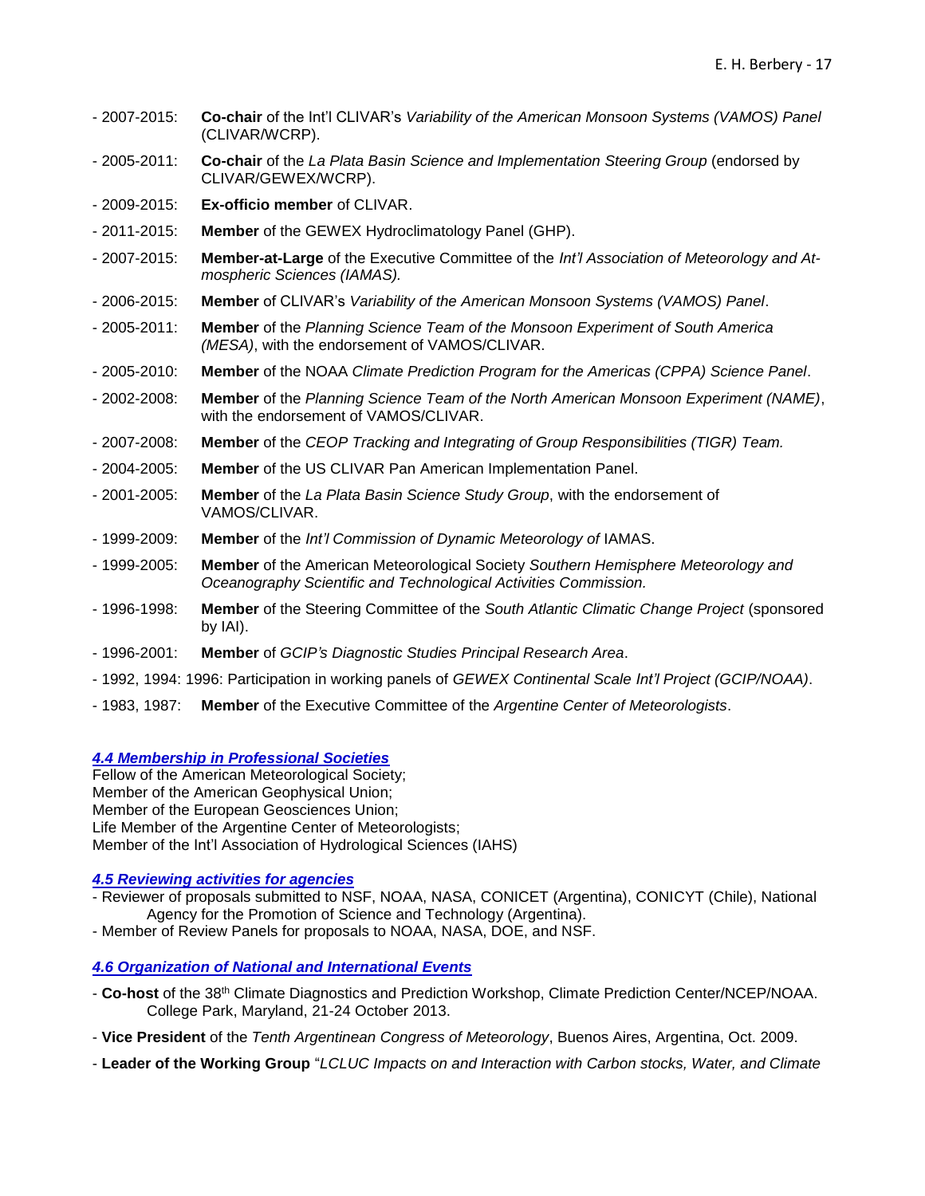- 2007-2015: **Co-chair** of the Int'l CLIVAR's *Variability of the American Monsoon Systems (VAMOS) Panel* (CLIVAR/WCRP).
- 2005-2011: **Co-chair** of the *La Plata Basin Science and Implementation Steering Group* (endorsed by CLIVAR/GEWEX/WCRP).
- 2009-2015: **Ex-officio member** of CLIVAR.
- 2011-2015: **Member** of the GEWEX Hydroclimatology Panel (GHP).
- 2007-2015: **Member-at-Large** of the Executive Committee of the *Int'l Association of Meteorology and Atmospheric Sciences (IAMAS).*
- 2006-2015: **Member** of CLIVAR's *Variability of the American Monsoon Systems (VAMOS) Panel*.
- 2005-2011: **Member** of the *Planning Science Team of the Monsoon Experiment of South America (MESA)*, with the endorsement of VAMOS/CLIVAR.
- 2005-2010: **Member** of the NOAA *Climate Prediction Program for the Americas (CPPA) Science Panel*.
- 2002-2008: **Member** of the *Planning Science Team of the North American Monsoon Experiment (NAME)*, with the endorsement of VAMOS/CLIVAR.
- 2007-2008: **Member** of the *CEOP Tracking and Integrating of Group Responsibilities (TIGR) Team.*
- 2004-2005: **Member** of the US CLIVAR Pan American Implementation Panel.
- 2001-2005: **Member** of the *La Plata Basin Science Study Group*, with the endorsement of VAMOS/CLIVAR.
- 1999-2009: **Member** of the *Int'l Commission of Dynamic Meteorology of* IAMAS.
- 1999-2005: **Member** of the American Meteorological Society *Southern Hemisphere Meteorology and Oceanography Scientific and Technological Activities Commission.*
- 1996-1998: **Member** of the Steering Committee of the *South Atlantic Climatic Change Project* (sponsored by IAI).
- 1996-2001: **Member** of *GCIP's Diagnostic Studies Principal Research Area*.
- 1992, 1994: 1996: Participation in working panels of *GEWEX Continental Scale Int'l Project (GCIP/NOAA)*.
- 1983, 1987: **Member** of the Executive Committee of the *Argentine Center of Meteorologists*.

### *4.4 Membership in Professional Societies*

Fellow of the American Meteorological Society;
Member of the American Geophysical Union;
Member of the European Geosciences Union;
Life Member of the Argentine Center of Meteorologists;
Member of the Int'l Association of Hydrological Sciences (IAHS)

### *4.5 Reviewing activities for agencies*

- Reviewer of proposals submitted to NSF, NOAA, NASA, CONICET (Argentina), CONICYT (Chile), National Agency for the Promotion of Science and Technology (Argentina).
- Member of Review Panels for proposals to NOAA, NASA, DOE, and NSF.

### *4.6 Organization of National and International Events*

- **Co-host** of the 38th Climate Diagnostics and Prediction Workshop, Climate Prediction Center/NCEP/NOAA. College Park, Maryland, 21-24 October 2013.
- **Vice President** of the *Tenth Argentinean Congress of Meteorology*, Buenos Aires, Argentina, Oct. 2009.
- **Leader of the Working Group** "*LCLUC Impacts on and Interaction with Carbon stocks, Water, and Climate*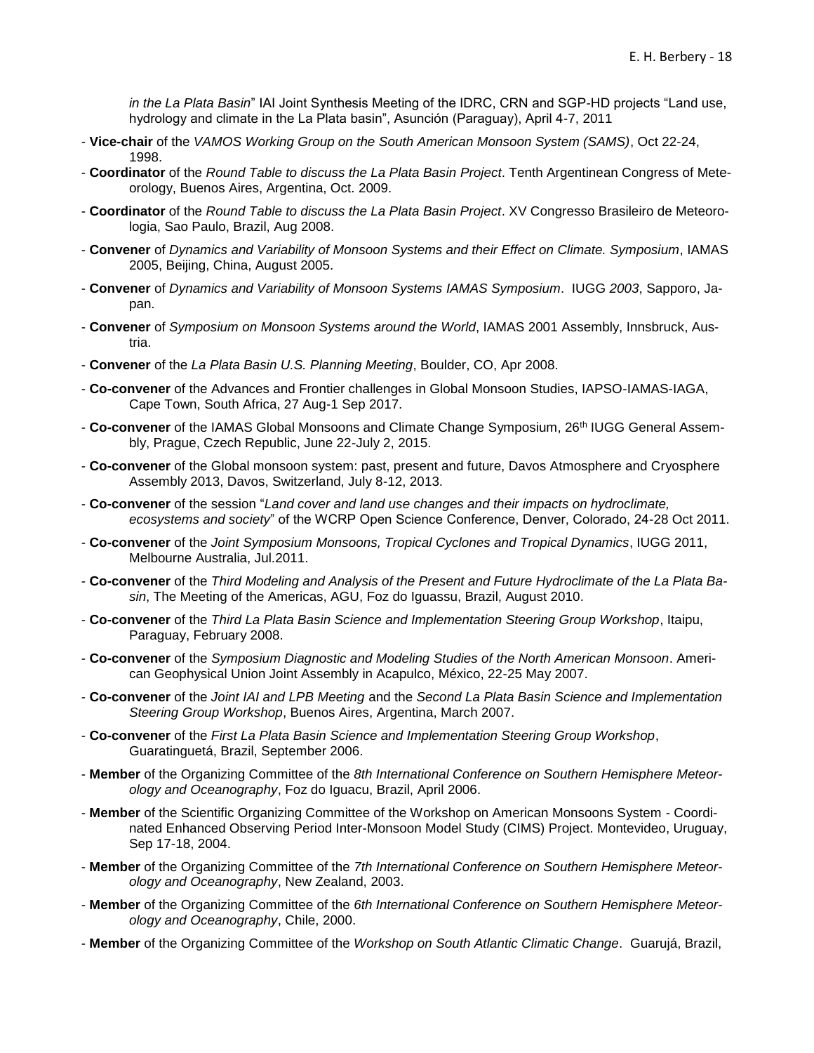*in the La Plata Basin*" IAI Joint Synthesis Meeting of the IDRC, CRN and SGP-HD projects "Land use, hydrology and climate in the La Plata basin", Asunción (Paraguay), April 4-7, 2011

- **Vice-chair** of the *VAMOS Working Group on the South American Monsoon System (SAMS)*, Oct 22-24, 1998.
- **Coordinator** of the *Round Table to discuss the La Plata Basin Project*. Tenth Argentinean Congress of Meteorology, Buenos Aires, Argentina, Oct. 2009.
- **Coordinator** of the *Round Table to discuss the La Plata Basin Project*. XV Congresso Brasileiro de Meteorologia, Sao Paulo, Brazil, Aug 2008.
- **Convener** of *Dynamics and Variability of Monsoon Systems and their Effect on Climate. Symposium*, IAMAS 2005, Beijing, China, August 2005.
- **Convener** of *Dynamics and Variability of Monsoon Systems IAMAS Symposium*. IUGG *2003*, Sapporo, Japan.
- **Convener** of *Symposium on Monsoon Systems around the World*, IAMAS 2001 Assembly, Innsbruck, Austria.
- **Convener** of the *La Plata Basin U.S. Planning Meeting*, Boulder, CO, Apr 2008.
- **Co-convener** of the Advances and Frontier challenges in Global Monsoon Studies, IAPSO-IAMAS-IAGA, Cape Town, South Africa, 27 Aug-1 Sep 2017.
- **Co-convener** of the IAMAS Global Monsoons and Climate Change Symposium, 26th IUGG General Assembly, Prague, Czech Republic, June 22-July 2, 2015.
- **Co-convener** of the Global monsoon system: past, present and future, Davos Atmosphere and Cryosphere Assembly 2013, Davos, Switzerland, July 8-12, 2013.
- **Co-convener** of the session "*Land cover and land use changes and their impacts on hydroclimate, ecosystems and society*" of the WCRP Open Science Conference, Denver, Colorado, 24-28 Oct 2011.
- **Co-convener** of the *Joint Symposium Monsoons, Tropical Cyclones and Tropical Dynamics*, IUGG 2011, Melbourne Australia, Jul.2011.
- **Co-convener** of the *Third Modeling and Analysis of the Present and Future Hydroclimate of the La Plata Basin*, The Meeting of the Americas, AGU, Foz do Iguassu, Brazil, August 2010.
- **Co-convener** of the *Third La Plata Basin Science and Implementation Steering Group Workshop*, Itaipu, Paraguay, February 2008.
- **Co-convener** of the *Symposium Diagnostic and Modeling Studies of the North American Monsoon*. American Geophysical Union Joint Assembly in Acapulco, México, 22-25 May 2007.
- **Co-convener** of the *Joint IAI and LPB Meeting* and the *Second La Plata Basin Science and Implementation Steering Group Workshop*, Buenos Aires, Argentina, March 2007.
- **Co-convener** of the *First La Plata Basin Science and Implementation Steering Group Workshop*, Guaratinguetá, Brazil, September 2006.
- **Member** of the Organizing Committee of the *8th International Conference on Southern Hemisphere Meteorology and Oceanography*, Foz do Iguacu, Brazil, April 2006.
- **Member** of the Scientific Organizing Committee of the Workshop on American Monsoons System - Coordinated Enhanced Observing Period Inter-Monsoon Model Study (CIMS) Project. Montevideo, Uruguay, Sep 17-18, 2004.
- **Member** of the Organizing Committee of the *7th International Conference on Southern Hemisphere Meteorology and Oceanography*, New Zealand, 2003.
- **Member** of the Organizing Committee of the *6th International Conference on Southern Hemisphere Meteorology and Oceanography*, Chile, 2000.
- **Member** of the Organizing Committee of the *Workshop on South Atlantic Climatic Change*. Guarujá, Brazil,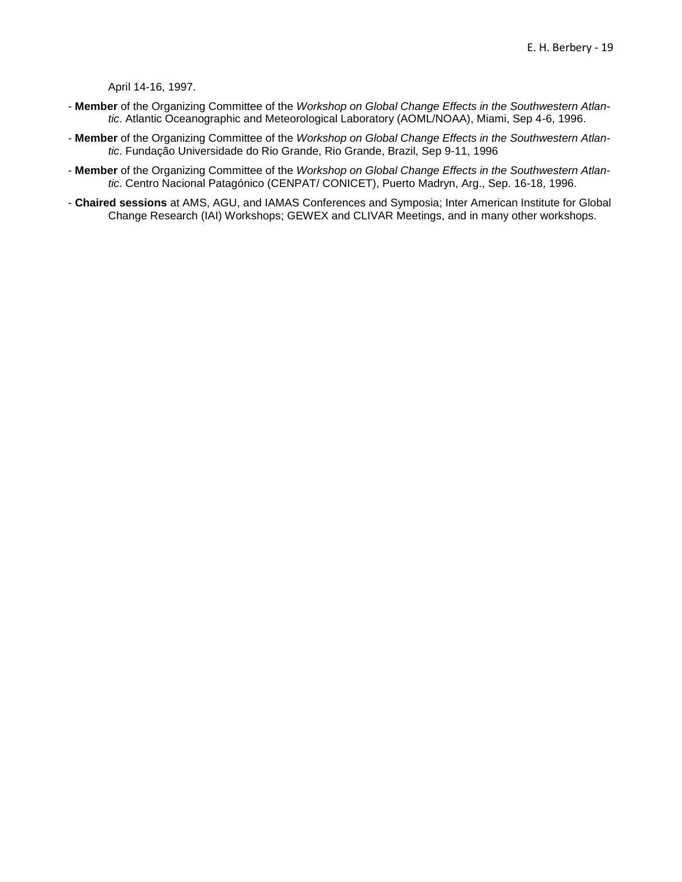April 14-16, 1997.

- **Member** of the Organizing Committee of the *Workshop on Global Change Effects in the Southwestern Atlantic*. Atlantic Oceanographic and Meteorological Laboratory (AOML/NOAA), Miami, Sep 4-6, 1996.
- **Member** of the Organizing Committee of the *Workshop on Global Change Effects in the Southwestern Atlantic*. Fundação Universidade do Rio Grande, Rio Grande, Brazil, Sep 9-11, 1996
- **Member** of the Organizing Committee of the *Workshop on Global Change Effects in the Southwestern Atlantic*. Centro Nacional Patagónico (CENPAT/ CONICET), Puerto Madryn, Arg., Sep. 16-18, 1996.
- **Chaired sessions** at AMS, AGU, and IAMAS Conferences and Symposia; Inter American Institute for Global Change Research (IAI) Workshops; GEWEX and CLIVAR Meetings, and in many other workshops.